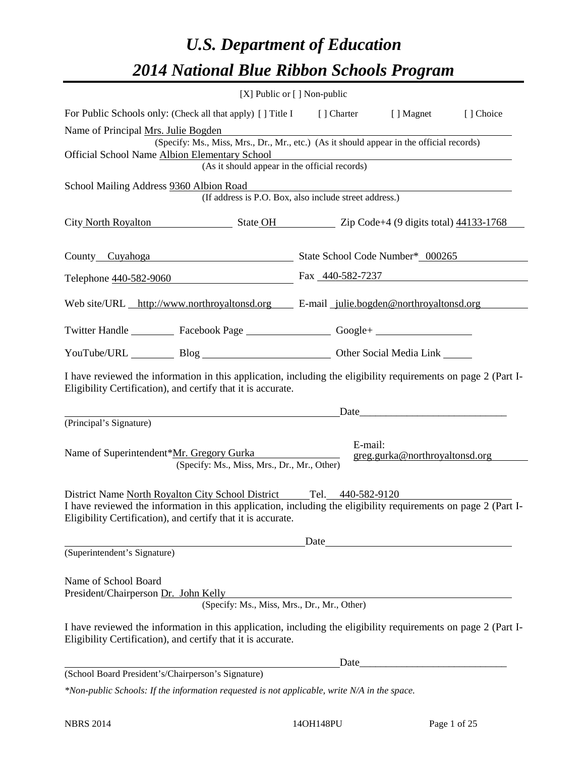# *U.S. Department of Education*

# *2014 National Blue Ribbon Schools Program*

[X] Public or [ ] Non-public

For Public Schools only: (Check all that apply) [ ] Title I [ ] Charter [ ] Magnet [ ] Choice

Name of Principal Mrs. Julie Bogden
(Specify: Ms., Miss, Mrs., Dr., Mr., etc.) (As it should appear in the official records)

Official School Name Albion Elementary School
(As it should appear in the official records)

School Mailing Address 9360 Albion Road
(If address is P.O. Box, also include street address.)

City North Royalton State OH Zip Code+4 (9 digits total) 44133-1768

County Cuyahoga State School Code Number* 000265

Telephone 440-582-9060 Fax 440-582-7237

Web site/URL http://www.northroyaltonsd.org E-mail julie.bogden@northroyaltonsd.org

Twitter Handle ________ Facebook Page ________ Google+ ________

YouTube/URL ________ Blog ________ Other Social Media Link ________

I have reviewed the information in this application, including the eligibility requirements on page 2 (Part I-Eligibility Certification), and certify that it is accurate.

_______________________________ Date_______________________

(Principal's Signature)

Name of Superintendent*Mr. Gregory Gurka
(Specify: Ms., Miss, Mrs., Dr., Mr., Other)

E-mail: greg.gurka@northroyaltonsd.org

District Name North Royalton City School District Tel. 440-582-9120

I have reviewed the information in this application, including the eligibility requirements on page 2 (Part I-Eligibility Certification), and certify that it is accurate.

_______________________________ Date_______________________

(Superintendent's Signature)

Name of School Board
President/Chairperson Dr. John Kelly
(Specify: Ms., Miss, Mrs., Dr., Mr., Other)

I have reviewed the information in this application, including the eligibility requirements on page 2 (Part I-Eligibility Certification), and certify that it is accurate.

_______________________________ Date_______________________

(School Board President's/Chairperson's Signature)

*\*Non-public Schools: If the information requested is not applicable, write N/A in the space.*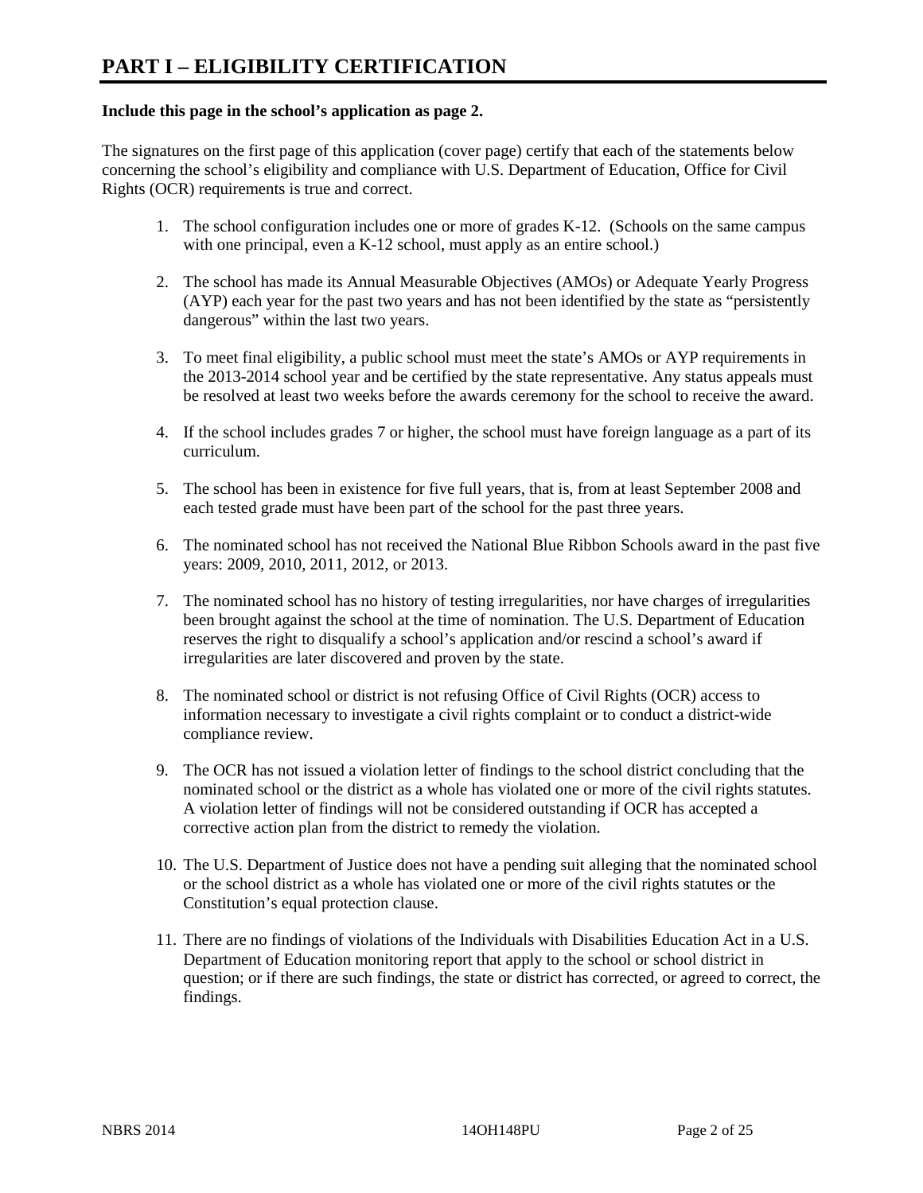# PART I – ELIGIBILITY CERTIFICATION

**Include this page in the school's application as page 2.**

The signatures on the first page of this application (cover page) certify that each of the statements below concerning the school's eligibility and compliance with U.S. Department of Education, Office for Civil Rights (OCR) requirements is true and correct.

1. The school configuration includes one or more of grades K-12. (Schools on the same campus with one principal, even a K-12 school, must apply as an entire school.)

2. The school has made its Annual Measurable Objectives (AMOs) or Adequate Yearly Progress (AYP) each year for the past two years and has not been identified by the state as "persistently dangerous" within the last two years.

3. To meet final eligibility, a public school must meet the state's AMOs or AYP requirements in the 2013-2014 school year and be certified by the state representative. Any status appeals must be resolved at least two weeks before the awards ceremony for the school to receive the award.

4. If the school includes grades 7 or higher, the school must have foreign language as a part of its curriculum.

5. The school has been in existence for five full years, that is, from at least September 2008 and each tested grade must have been part of the school for the past three years.

6. The nominated school has not received the National Blue Ribbon Schools award in the past five years: 2009, 2010, 2011, 2012, or 2013.

7. The nominated school has no history of testing irregularities, nor have charges of irregularities been brought against the school at the time of nomination. The U.S. Department of Education reserves the right to disqualify a school's application and/or rescind a school's award if irregularities are later discovered and proven by the state.

8. The nominated school or district is not refusing Office of Civil Rights (OCR) access to information necessary to investigate a civil rights complaint or to conduct a district-wide compliance review.

9. The OCR has not issued a violation letter of findings to the school district concluding that the nominated school or the district as a whole has violated one or more of the civil rights statutes. A violation letter of findings will not be considered outstanding if OCR has accepted a corrective action plan from the district to remedy the violation.

10. The U.S. Department of Justice does not have a pending suit alleging that the nominated school or the school district as a whole has violated one or more of the civil rights statutes or the Constitution's equal protection clause.

11. There are no findings of violations of the Individuals with Disabilities Education Act in a U.S. Department of Education monitoring report that apply to the school or school district in question; or if there are such findings, the state or district has corrected, or agreed to correct, the findings.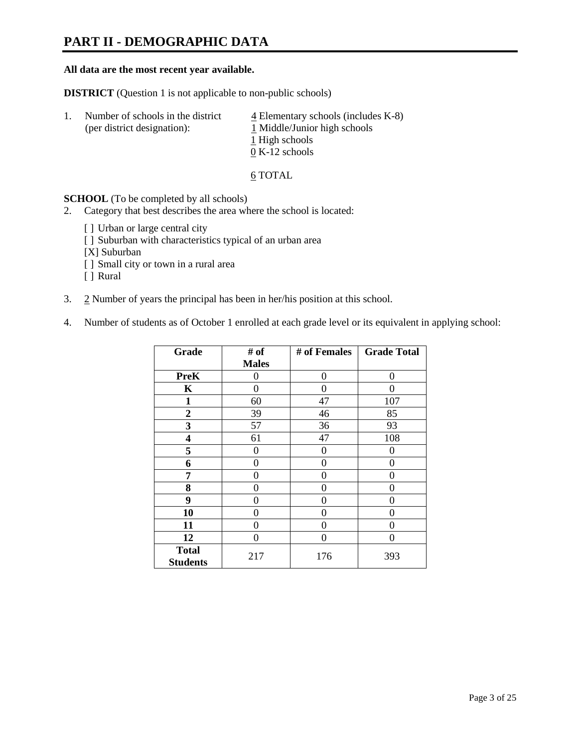# PART II - DEMOGRAPHIC DATA

**All data are the most recent year available.**

**DISTRICT** (Question 1 is not applicable to non-public schools)

1. Number of schools in the district (per district designation):
   - 4 Elementary schools (includes K-8)
   - 1 Middle/Junior high schools
   - 1 High schools
   - 0 K-12 schools

   6 TOTAL

**SCHOOL** (To be completed by all schools)

2. Category that best describes the area where the school is located:

   [ ] Urban or large central city
   [ ] Suburban with characteristics typical of an urban area
   [X] Suburban
   [ ] Small city or town in a rural area
   [ ] Rural

3. 2 Number of years the principal has been in her/his position at this school.

4. Number of students as of October 1 enrolled at each grade level or its equivalent in applying school:

| Grade | # of Males | # of Females | Grade Total |
|---|---|---|---|
| **PreK** | 0 | 0 | 0 |
| **K** | 0 | 0 | 0 |
| **1** | 60 | 47 | 107 |
| **2** | 39 | 46 | 85 |
| **3** | 57 | 36 | 93 |
| **4** | 61 | 47 | 108 |
| **5** | 0 | 0 | 0 |
| **6** | 0 | 0 | 0 |
| **7** | 0 | 0 | 0 |
| **8** | 0 | 0 | 0 |
| **9** | 0 | 0 | 0 |
| **10** | 0 | 0 | 0 |
| **11** | 0 | 0 | 0 |
| **12** | 0 | 0 | 0 |
| **Total Students** | 217 | 176 | 393 |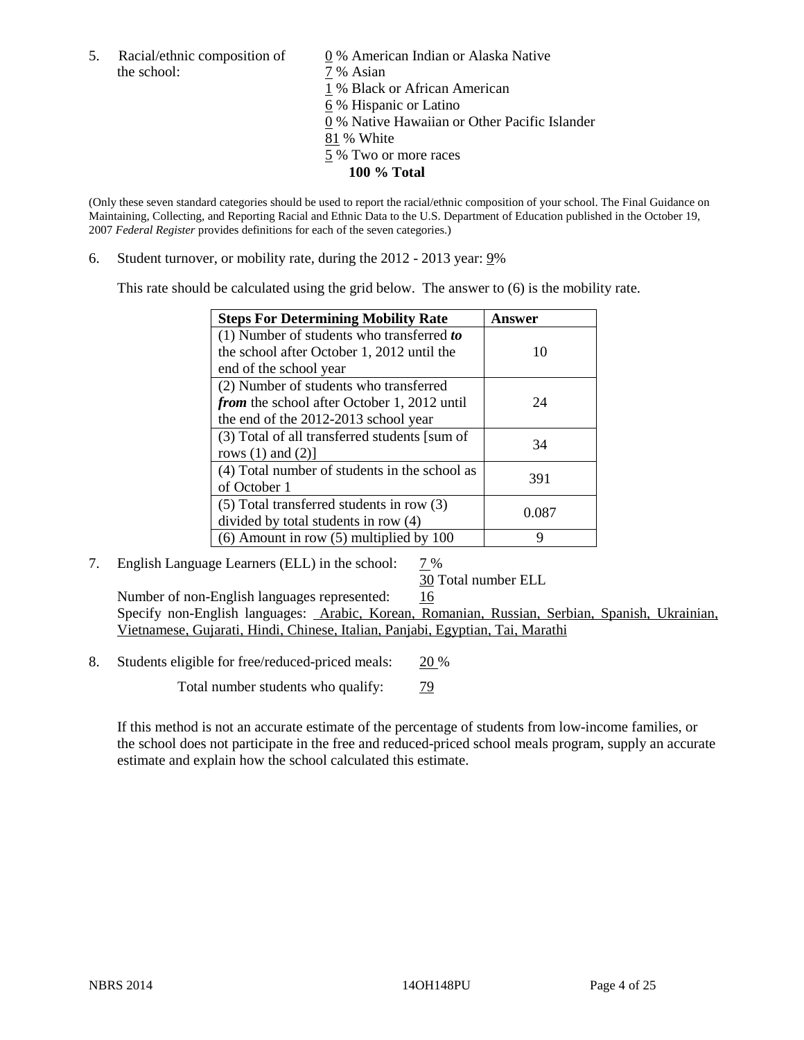5. Racial/ethnic composition of the school:

0 % American Indian or Alaska Native
7 % Asian
1 % Black or African American
6 % Hispanic or Latino
0 % Native Hawaiian or Other Pacific Islander
81 % White
5 % Two or more races
**100 % Total**

(Only these seven standard categories should be used to report the racial/ethnic composition of your school. The Final Guidance on Maintaining, Collecting, and Reporting Racial and Ethnic Data to the U.S. Department of Education published in the October 19, 2007 *Federal Register* provides definitions for each of the seven categories.)

6. Student turnover, or mobility rate, during the 2012 - 2013 year: 9%

This rate should be calculated using the grid below. The answer to (6) is the mobility rate.

| **Steps For Determining Mobility Rate** | **Answer** |
|---|---|
| (1) Number of students who transferred ***to*** the school after October 1, 2012 until the end of the school year | 10 |
| (2) Number of students who transferred ***from*** the school after October 1, 2012 until the end of the 2012-2013 school year | 24 |
| (3) Total of all transferred students [sum of rows (1) and (2)] | 34 |
| (4) Total number of students in the school as of October 1 | 391 |
| (5) Total transferred students in row (3) divided by total students in row (4) | 0.087 |
| (6) Amount in row (5) multiplied by 100 | 9 |

7. English Language Learners (ELL) in the school: 7 %

30 Total number ELL

Number of non-English languages represented: 16

Specify non-English languages: Arabic, Korean, Romanian, Russian, Serbian, Spanish, Ukrainian, Vietnamese, Gujarati, Hindi, Chinese, Italian, Panjabi, Egyptian, Tai, Marathi

8. Students eligible for free/reduced-priced meals: 20 %

Total number students who qualify: 79

If this method is not an accurate estimate of the percentage of students from low-income families, or the school does not participate in the free and reduced-priced school meals program, supply an accurate estimate and explain how the school calculated this estimate.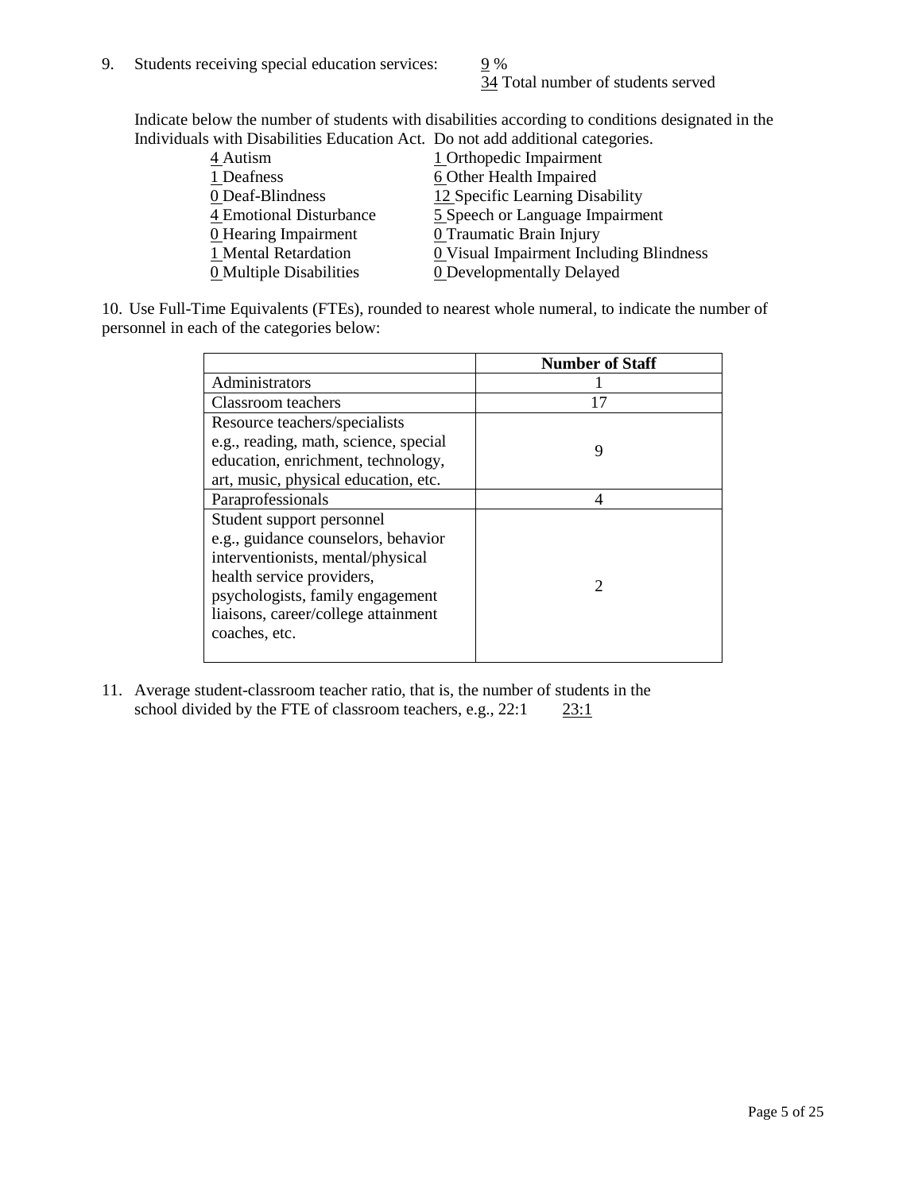9. Students receiving special education services: 9 %
   34 Total number of students served

   Indicate below the number of students with disabilities according to conditions designated in the Individuals with Disabilities Education Act. Do not add additional categories.

   4 Autism
   1 Deafness
   0 Deaf-Blindness
   4 Emotional Disturbance
   0 Hearing Impairment
   1 Mental Retardation
   0 Multiple Disabilities
   1 Orthopedic Impairment
   6 Other Health Impaired
   12 Specific Learning Disability
   5 Speech or Language Impairment
   0 Traumatic Brain Injury
   0 Visual Impairment Including Blindness
   0 Developmentally Delayed

10. Use Full-Time Equivalents (FTEs), rounded to nearest whole numeral, to indicate the number of personnel in each of the categories below:

| | Number of Staff |
|---|---|
| Administrators | 1 |
| Classroom teachers | 17 |
| Resource teachers/specialists e.g., reading, math, science, special education, enrichment, technology, art, music, physical education, etc. | 9 |
| Paraprofessionals | 4 |
| Student support personnel e.g., guidance counselors, behavior interventionists, mental/physical health service providers, psychologists, family engagement liaisons, career/college attainment coaches, etc. | 2 |

11. Average student-classroom teacher ratio, that is, the number of students in the school divided by the FTE of classroom teachers, e.g., 22:1 23:1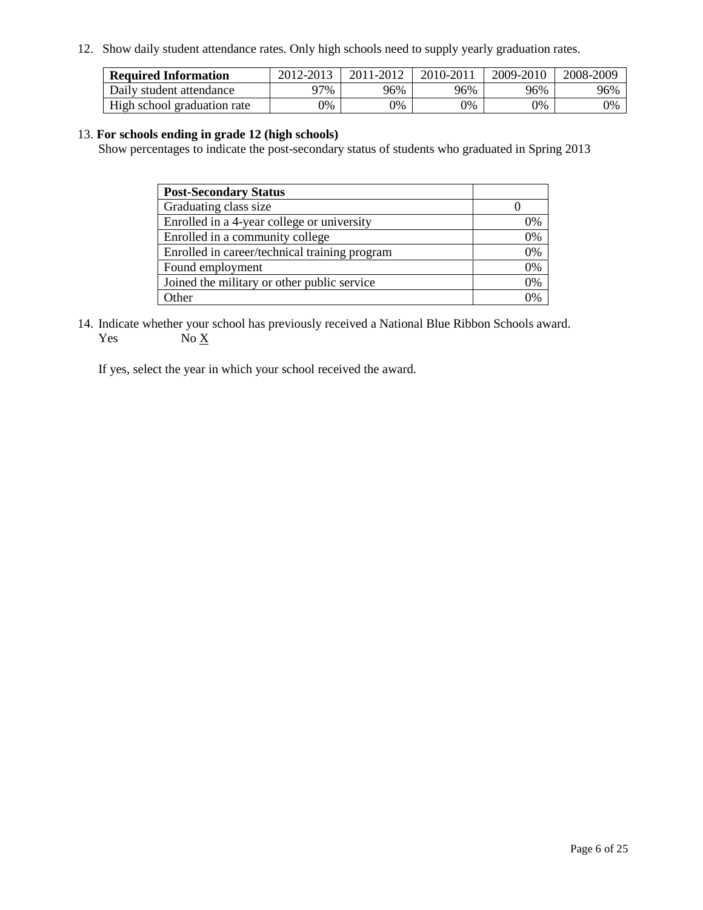12. Show daily student attendance rates. Only high schools need to supply yearly graduation rates.

| **Required Information** | 2012-2013 | 2011-2012 | 2010-2011 | 2009-2010 | 2008-2009 |
|---|---|---|---|---|---|
| Daily student attendance | 97% | 96% | 96% | 96% | 96% |
| High school graduation rate | 0% | 0% | 0% | 0% | 0% |

13. **For schools ending in grade 12 (high schools)**

Show percentages to indicate the post-secondary status of students who graduated in Spring 2013

| **Post-Secondary Status** | |
|---|---|
| Graduating class size | 0 |
| Enrolled in a 4-year college or university | 0% |
| Enrolled in a community college | 0% |
| Enrolled in career/technical training program | 0% |
| Found employment | 0% |
| Joined the military or other public service | 0% |
| Other | 0% |

14. Indicate whether your school has previously received a National Blue Ribbon Schools award.

Yes No X

If yes, select the year in which your school received the award.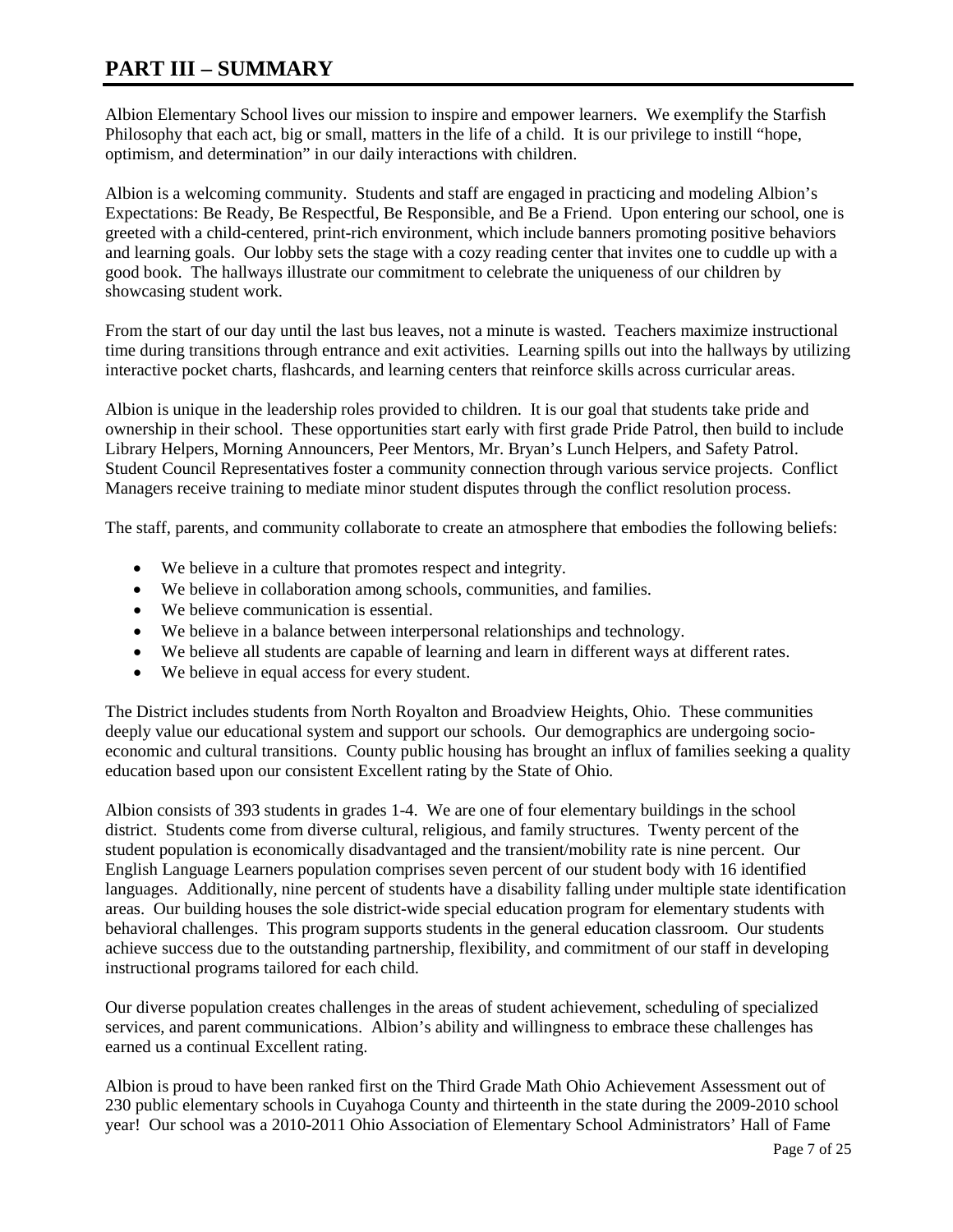# PART III – SUMMARY

Albion Elementary School lives our mission to inspire and empower learners. We exemplify the Starfish Philosophy that each act, big or small, matters in the life of a child. It is our privilege to instill "hope, optimism, and determination" in our daily interactions with children.

Albion is a welcoming community. Students and staff are engaged in practicing and modeling Albion's Expectations: Be Ready, Be Respectful, Be Responsible, and Be a Friend. Upon entering our school, one is greeted with a child-centered, print-rich environment, which include banners promoting positive behaviors and learning goals. Our lobby sets the stage with a cozy reading center that invites one to cuddle up with a good book. The hallways illustrate our commitment to celebrate the uniqueness of our children by showcasing student work.

From the start of our day until the last bus leaves, not a minute is wasted. Teachers maximize instructional time during transitions through entrance and exit activities. Learning spills out into the hallways by utilizing interactive pocket charts, flashcards, and learning centers that reinforce skills across curricular areas.

Albion is unique in the leadership roles provided to children. It is our goal that students take pride and ownership in their school. These opportunities start early with first grade Pride Patrol, then build to include Library Helpers, Morning Announcers, Peer Mentors, Mr. Bryan's Lunch Helpers, and Safety Patrol. Student Council Representatives foster a community connection through various service projects. Conflict Managers receive training to mediate minor student disputes through the conflict resolution process.

The staff, parents, and community collaborate to create an atmosphere that embodies the following beliefs:

- We believe in a culture that promotes respect and integrity.
- We believe in collaboration among schools, communities, and families.
- We believe communication is essential.
- We believe in a balance between interpersonal relationships and technology.
- We believe all students are capable of learning and learn in different ways at different rates.
- We believe in equal access for every student.

The District includes students from North Royalton and Broadview Heights, Ohio. These communities deeply value our educational system and support our schools. Our demographics are undergoing socio-economic and cultural transitions. County public housing has brought an influx of families seeking a quality education based upon our consistent Excellent rating by the State of Ohio.

Albion consists of 393 students in grades 1-4. We are one of four elementary buildings in the school district. Students come from diverse cultural, religious, and family structures. Twenty percent of the student population is economically disadvantaged and the transient/mobility rate is nine percent. Our English Language Learners population comprises seven percent of our student body with 16 identified languages. Additionally, nine percent of students have a disability falling under multiple state identification areas. Our building houses the sole district-wide special education program for elementary students with behavioral challenges. This program supports students in the general education classroom. Our students achieve success due to the outstanding partnership, flexibility, and commitment of our staff in developing instructional programs tailored for each child.

Our diverse population creates challenges in the areas of student achievement, scheduling of specialized services, and parent communications. Albion's ability and willingness to embrace these challenges has earned us a continual Excellent rating.

Albion is proud to have been ranked first on the Third Grade Math Ohio Achievement Assessment out of 230 public elementary schools in Cuyahoga County and thirteenth in the state during the 2009-2010 school year! Our school was a 2010-2011 Ohio Association of Elementary School Administrators' Hall of Fame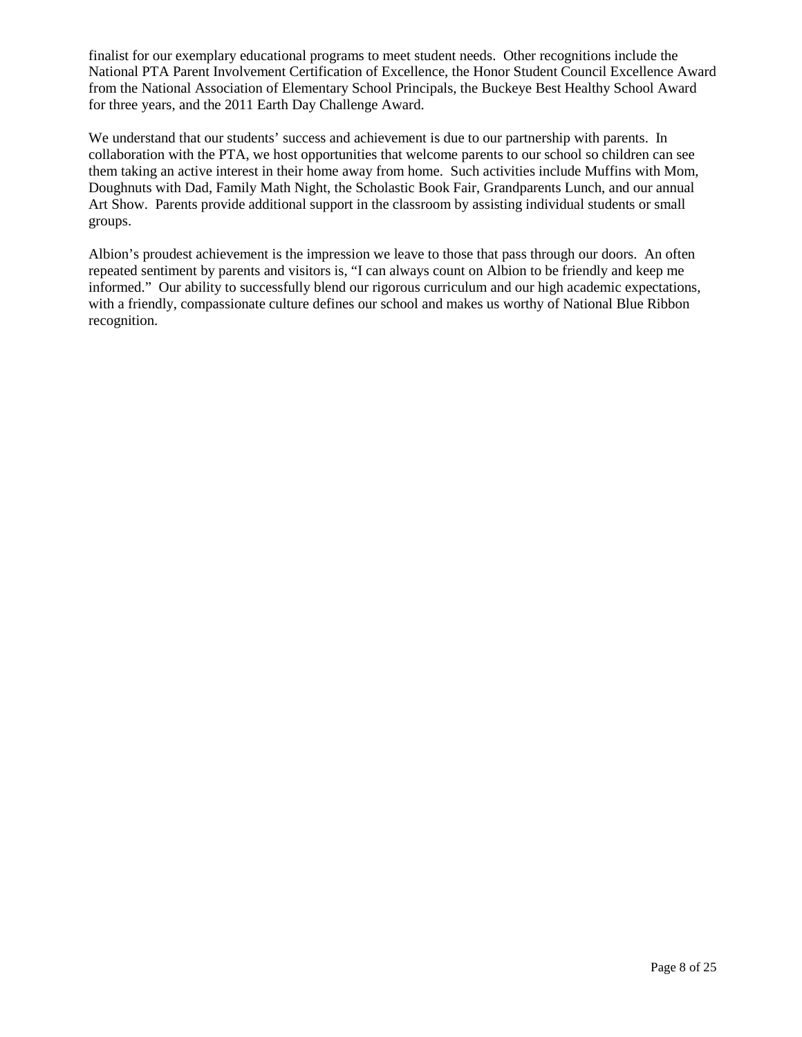finalist for our exemplary educational programs to meet student needs. Other recognitions include the National PTA Parent Involvement Certification of Excellence, the Honor Student Council Excellence Award from the National Association of Elementary School Principals, the Buckeye Best Healthy School Award for three years, and the 2011 Earth Day Challenge Award.

We understand that our students' success and achievement is due to our partnership with parents. In collaboration with the PTA, we host opportunities that welcome parents to our school so children can see them taking an active interest in their home away from home. Such activities include Muffins with Mom, Doughnuts with Dad, Family Math Night, the Scholastic Book Fair, Grandparents Lunch, and our annual Art Show. Parents provide additional support in the classroom by assisting individual students or small groups.

Albion's proudest achievement is the impression we leave to those that pass through our doors. An often repeated sentiment by parents and visitors is, "I can always count on Albion to be friendly and keep me informed." Our ability to successfully blend our rigorous curriculum and our high academic expectations, with a friendly, compassionate culture defines our school and makes us worthy of National Blue Ribbon recognition.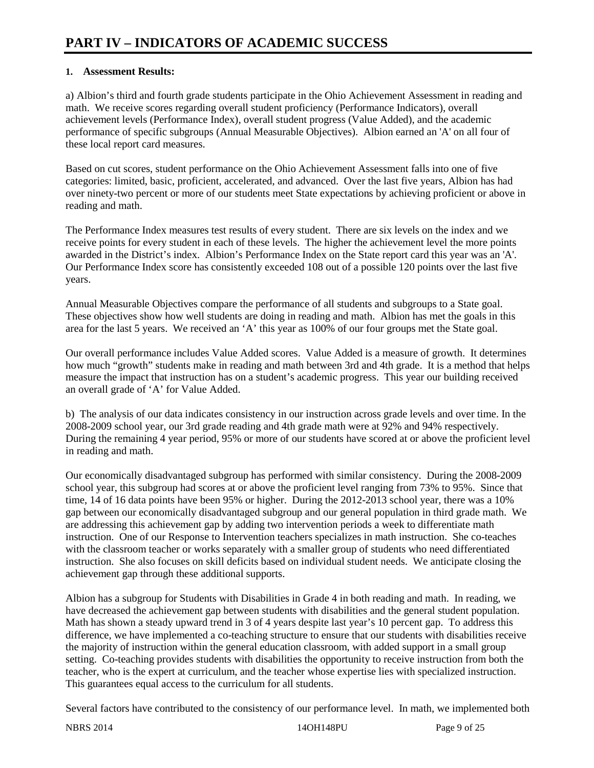# PART IV – INDICATORS OF ACADEMIC SUCCESS

**1. Assessment Results:**

a) Albion's third and fourth grade students participate in the Ohio Achievement Assessment in reading and math. We receive scores regarding overall student proficiency (Performance Indicators), overall achievement levels (Performance Index), overall student progress (Value Added), and the academic performance of specific subgroups (Annual Measurable Objectives). Albion earned an 'A' on all four of these local report card measures.

Based on cut scores, student performance on the Ohio Achievement Assessment falls into one of five categories: limited, basic, proficient, accelerated, and advanced. Over the last five years, Albion has had over ninety-two percent or more of our students meet State expectations by achieving proficient or above in reading and math.

The Performance Index measures test results of every student. There are six levels on the index and we receive points for every student in each of these levels. The higher the achievement level the more points awarded in the District's index. Albion's Performance Index on the State report card this year was an 'A'. Our Performance Index score has consistently exceeded 108 out of a possible 120 points over the last five years.

Annual Measurable Objectives compare the performance of all students and subgroups to a State goal. These objectives show how well students are doing in reading and math. Albion has met the goals in this area for the last 5 years. We received an 'A' this year as 100% of our four groups met the State goal.

Our overall performance includes Value Added scores. Value Added is a measure of growth. It determines how much "growth" students make in reading and math between 3rd and 4th grade. It is a method that helps measure the impact that instruction has on a student's academic progress. This year our building received an overall grade of 'A' for Value Added.

b) The analysis of our data indicates consistency in our instruction across grade levels and over time. In the 2008-2009 school year, our 3rd grade reading and 4th grade math were at 92% and 94% respectively. During the remaining 4 year period, 95% or more of our students have scored at or above the proficient level in reading and math.

Our economically disadvantaged subgroup has performed with similar consistency. During the 2008-2009 school year, this subgroup had scores at or above the proficient level ranging from 73% to 95%. Since that time, 14 of 16 data points have been 95% or higher. During the 2012-2013 school year, there was a 10% gap between our economically disadvantaged subgroup and our general population in third grade math. We are addressing this achievement gap by adding two intervention periods a week to differentiate math instruction. One of our Response to Intervention teachers specializes in math instruction. She co-teaches with the classroom teacher or works separately with a smaller group of students who need differentiated instruction. She also focuses on skill deficits based on individual student needs. We anticipate closing the achievement gap through these additional supports.

Albion has a subgroup for Students with Disabilities in Grade 4 in both reading and math. In reading, we have decreased the achievement gap between students with disabilities and the general student population. Math has shown a steady upward trend in 3 of 4 years despite last year's 10 percent gap. To address this difference, we have implemented a co-teaching structure to ensure that our students with disabilities receive the majority of instruction within the general education classroom, with added support in a small group setting. Co-teaching provides students with disabilities the opportunity to receive instruction from both the teacher, who is the expert at curriculum, and the teacher whose expertise lies with specialized instruction. This guarantees equal access to the curriculum for all students.

Several factors have contributed to the consistency of our performance level. In math, we implemented both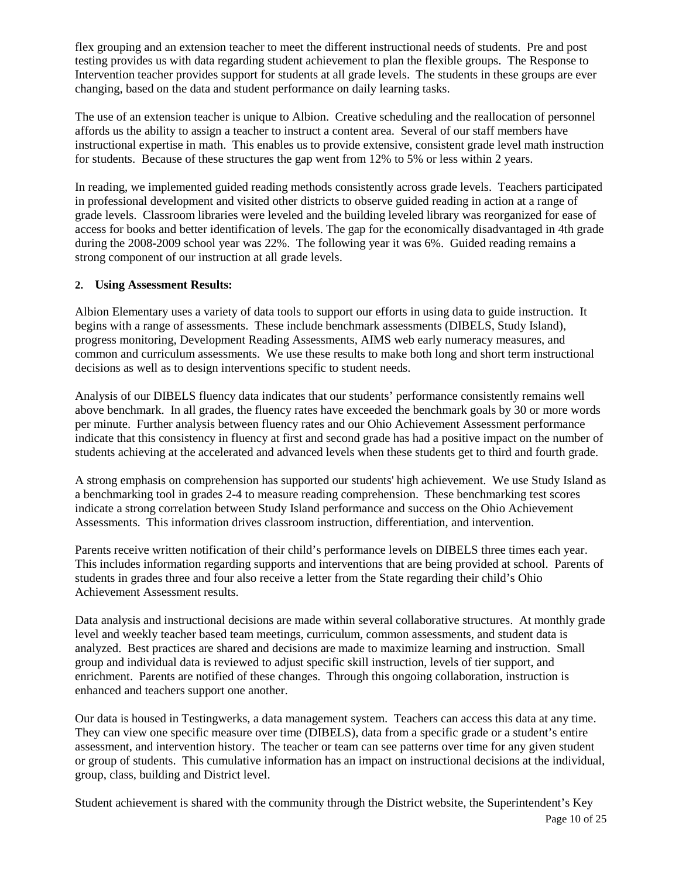flex grouping and an extension teacher to meet the different instructional needs of students. Pre and post testing provides us with data regarding student achievement to plan the flexible groups. The Response to Intervention teacher provides support for students at all grade levels. The students in these groups are ever changing, based on the data and student performance on daily learning tasks.

The use of an extension teacher is unique to Albion. Creative scheduling and the reallocation of personnel affords us the ability to assign a teacher to instruct a content area. Several of our staff members have instructional expertise in math. This enables us to provide extensive, consistent grade level math instruction for students. Because of these structures the gap went from 12% to 5% or less within 2 years.

In reading, we implemented guided reading methods consistently across grade levels. Teachers participated in professional development and visited other districts to observe guided reading in action at a range of grade levels. Classroom libraries were leveled and the building leveled library was reorganized for ease of access for books and better identification of levels. The gap for the economically disadvantaged in 4th grade during the 2008-2009 school year was 22%. The following year it was 6%. Guided reading remains a strong component of our instruction at all grade levels.

**2. Using Assessment Results:**

Albion Elementary uses a variety of data tools to support our efforts in using data to guide instruction. It begins with a range of assessments. These include benchmark assessments (DIBELS, Study Island), progress monitoring, Development Reading Assessments, AIMS web early numeracy measures, and common and curriculum assessments. We use these results to make both long and short term instructional decisions as well as to design interventions specific to student needs.

Analysis of our DIBELS fluency data indicates that our students' performance consistently remains well above benchmark. In all grades, the fluency rates have exceeded the benchmark goals by 30 or more words per minute. Further analysis between fluency rates and our Ohio Achievement Assessment performance indicate that this consistency in fluency at first and second grade has had a positive impact on the number of students achieving at the accelerated and advanced levels when these students get to third and fourth grade.

A strong emphasis on comprehension has supported our students' high achievement. We use Study Island as a benchmarking tool in grades 2-4 to measure reading comprehension. These benchmarking test scores indicate a strong correlation between Study Island performance and success on the Ohio Achievement Assessments. This information drives classroom instruction, differentiation, and intervention.

Parents receive written notification of their child's performance levels on DIBELS three times each year. This includes information regarding supports and interventions that are being provided at school. Parents of students in grades three and four also receive a letter from the State regarding their child's Ohio Achievement Assessment results.

Data analysis and instructional decisions are made within several collaborative structures. At monthly grade level and weekly teacher based team meetings, curriculum, common assessments, and student data is analyzed. Best practices are shared and decisions are made to maximize learning and instruction. Small group and individual data is reviewed to adjust specific skill instruction, levels of tier support, and enrichment. Parents are notified of these changes. Through this ongoing collaboration, instruction is enhanced and teachers support one another.

Our data is housed in Testingwerks, a data management system. Teachers can access this data at any time. They can view one specific measure over time (DIBELS), data from a specific grade or a student's entire assessment, and intervention history. The teacher or team can see patterns over time for any given student or group of students. This cumulative information has an impact on instructional decisions at the individual, group, class, building and District level.

Student achievement is shared with the community through the District website, the Superintendent's Key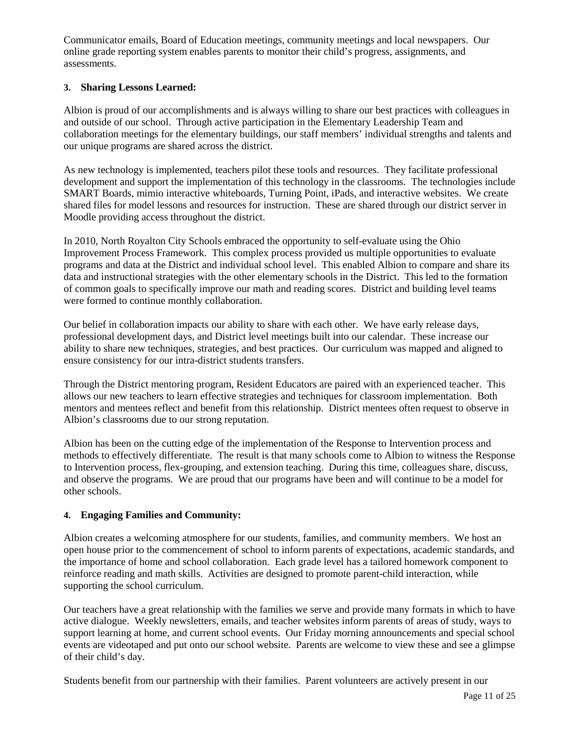Communicator emails, Board of Education meetings, community meetings and local newspapers. Our online grade reporting system enables parents to monitor their child's progress, assignments, and assessments.

**3. Sharing Lessons Learned:**

Albion is proud of our accomplishments and is always willing to share our best practices with colleagues in and outside of our school. Through active participation in the Elementary Leadership Team and collaboration meetings for the elementary buildings, our staff members' individual strengths and talents and our unique programs are shared across the district.

As new technology is implemented, teachers pilot these tools and resources. They facilitate professional development and support the implementation of this technology in the classrooms. The technologies include SMART Boards, mimio interactive whiteboards, Turning Point, iPads, and interactive websites. We create shared files for model lessons and resources for instruction. These are shared through our district server in Moodle providing access throughout the district.

In 2010, North Royalton City Schools embraced the opportunity to self-evaluate using the Ohio Improvement Process Framework. This complex process provided us multiple opportunities to evaluate programs and data at the District and individual school level. This enabled Albion to compare and share its data and instructional strategies with the other elementary schools in the District. This led to the formation of common goals to specifically improve our math and reading scores. District and building level teams were formed to continue monthly collaboration.

Our belief in collaboration impacts our ability to share with each other. We have early release days, professional development days, and District level meetings built into our calendar. These increase our ability to share new techniques, strategies, and best practices. Our curriculum was mapped and aligned to ensure consistency for our intra-district students transfers.

Through the District mentoring program, Resident Educators are paired with an experienced teacher. This allows our new teachers to learn effective strategies and techniques for classroom implementation. Both mentors and mentees reflect and benefit from this relationship. District mentees often request to observe in Albion's classrooms due to our strong reputation.

Albion has been on the cutting edge of the implementation of the Response to Intervention process and methods to effectively differentiate. The result is that many schools come to Albion to witness the Response to Intervention process, flex-grouping, and extension teaching. During this time, colleagues share, discuss, and observe the programs. We are proud that our programs have been and will continue to be a model for other schools.

**4. Engaging Families and Community:**

Albion creates a welcoming atmosphere for our students, families, and community members. We host an open house prior to the commencement of school to inform parents of expectations, academic standards, and the importance of home and school collaboration. Each grade level has a tailored homework component to reinforce reading and math skills. Activities are designed to promote parent-child interaction, while supporting the school curriculum.

Our teachers have a great relationship with the families we serve and provide many formats in which to have active dialogue. Weekly newsletters, emails, and teacher websites inform parents of areas of study, ways to support learning at home, and current school events. Our Friday morning announcements and special school events are videotaped and put onto our school website. Parents are welcome to view these and see a glimpse of their child's day.

Students benefit from our partnership with their families. Parent volunteers are actively present in our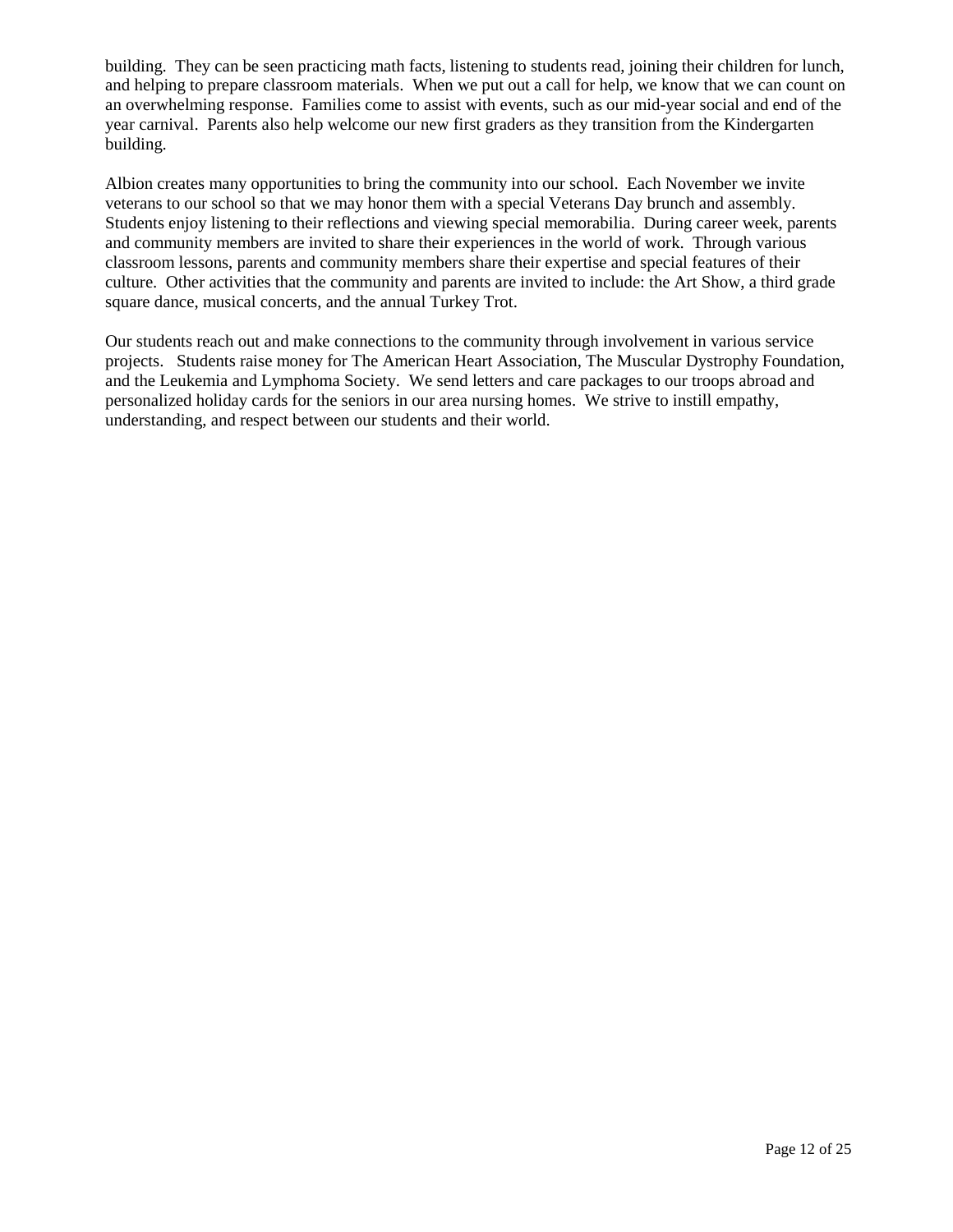building. They can be seen practicing math facts, listening to students read, joining their children for lunch, and helping to prepare classroom materials. When we put out a call for help, we know that we can count on an overwhelming response. Families come to assist with events, such as our mid-year social and end of the year carnival. Parents also help welcome our new first graders as they transition from the Kindergarten building.

Albion creates many opportunities to bring the community into our school. Each November we invite veterans to our school so that we may honor them with a special Veterans Day brunch and assembly. Students enjoy listening to their reflections and viewing special memorabilia. During career week, parents and community members are invited to share their experiences in the world of work. Through various classroom lessons, parents and community members share their expertise and special features of their culture. Other activities that the community and parents are invited to include: the Art Show, a third grade square dance, musical concerts, and the annual Turkey Trot.

Our students reach out and make connections to the community through involvement in various service projects. Students raise money for The American Heart Association, The Muscular Dystrophy Foundation, and the Leukemia and Lymphoma Society. We send letters and care packages to our troops abroad and personalized holiday cards for the seniors in our area nursing homes. We strive to instill empathy, understanding, and respect between our students and their world.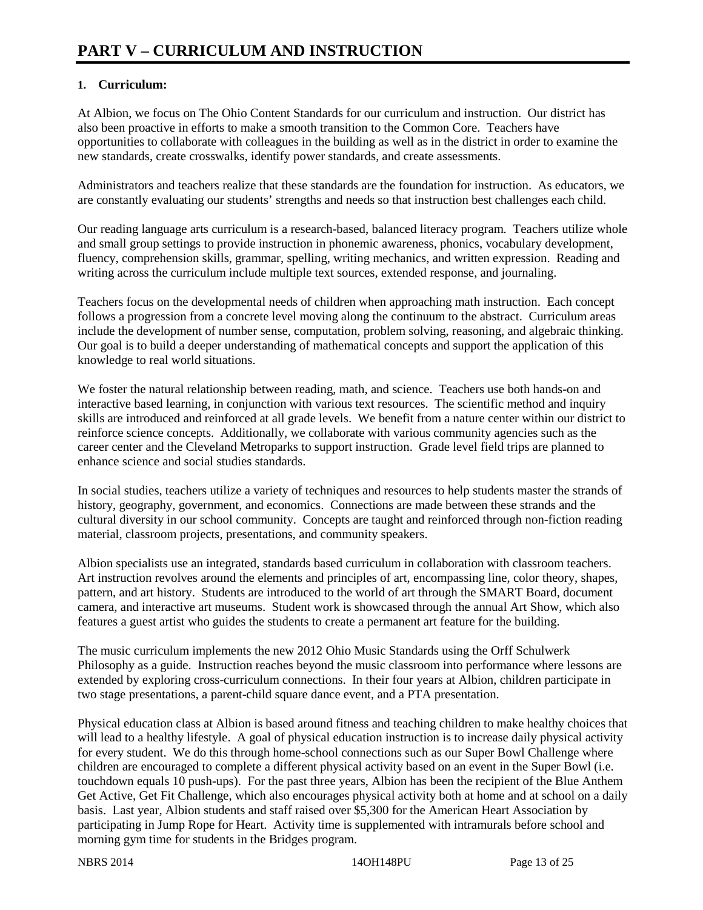# PART V – CURRICULUM AND INSTRUCTION

## 1. Curriculum:

At Albion, we focus on The Ohio Content Standards for our curriculum and instruction. Our district has also been proactive in efforts to make a smooth transition to the Common Core. Teachers have opportunities to collaborate with colleagues in the building as well as in the district in order to examine the new standards, create crosswalks, identify power standards, and create assessments.

Administrators and teachers realize that these standards are the foundation for instruction. As educators, we are constantly evaluating our students' strengths and needs so that instruction best challenges each child.

Our reading language arts curriculum is a research-based, balanced literacy program. Teachers utilize whole and small group settings to provide instruction in phonemic awareness, phonics, vocabulary development, fluency, comprehension skills, grammar, spelling, writing mechanics, and written expression. Reading and writing across the curriculum include multiple text sources, extended response, and journaling.

Teachers focus on the developmental needs of children when approaching math instruction. Each concept follows a progression from a concrete level moving along the continuum to the abstract. Curriculum areas include the development of number sense, computation, problem solving, reasoning, and algebraic thinking. Our goal is to build a deeper understanding of mathematical concepts and support the application of this knowledge to real world situations.

We foster the natural relationship between reading, math, and science. Teachers use both hands-on and interactive based learning, in conjunction with various text resources. The scientific method and inquiry skills are introduced and reinforced at all grade levels. We benefit from a nature center within our district to reinforce science concepts. Additionally, we collaborate with various community agencies such as the career center and the Cleveland Metroparks to support instruction. Grade level field trips are planned to enhance science and social studies standards.

In social studies, teachers utilize a variety of techniques and resources to help students master the strands of history, geography, government, and economics. Connections are made between these strands and the cultural diversity in our school community. Concepts are taught and reinforced through non-fiction reading material, classroom projects, presentations, and community speakers.

Albion specialists use an integrated, standards based curriculum in collaboration with classroom teachers. Art instruction revolves around the elements and principles of art, encompassing line, color theory, shapes, pattern, and art history. Students are introduced to the world of art through the SMART Board, document camera, and interactive art museums. Student work is showcased through the annual Art Show, which also features a guest artist who guides the students to create a permanent art feature for the building.

The music curriculum implements the new 2012 Ohio Music Standards using the Orff Schulwerk Philosophy as a guide. Instruction reaches beyond the music classroom into performance where lessons are extended by exploring cross-curriculum connections. In their four years at Albion, children participate in two stage presentations, a parent-child square dance event, and a PTA presentation.

Physical education class at Albion is based around fitness and teaching children to make healthy choices that will lead to a healthy lifestyle. A goal of physical education instruction is to increase daily physical activity for every student. We do this through home-school connections such as our Super Bowl Challenge where children are encouraged to complete a different physical activity based on an event in the Super Bowl (i.e. touchdown equals 10 push-ups). For the past three years, Albion has been the recipient of the Blue Anthem Get Active, Get Fit Challenge, which also encourages physical activity both at home and at school on a daily basis. Last year, Albion students and staff raised over $5,300 for the American Heart Association by participating in Jump Rope for Heart. Activity time is supplemented with intramurals before school and morning gym time for students in the Bridges program.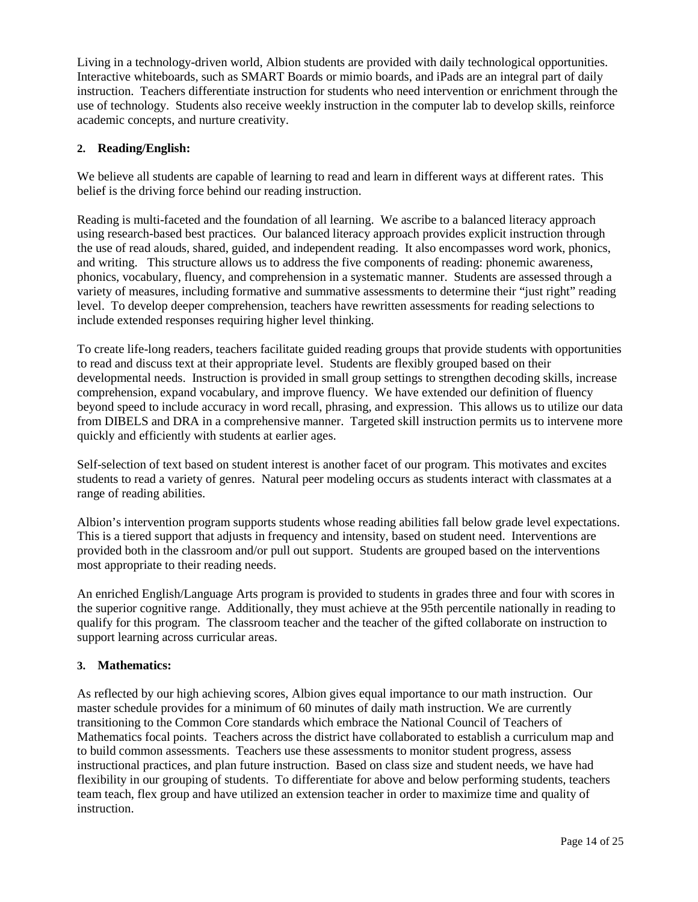Living in a technology-driven world, Albion students are provided with daily technological opportunities. Interactive whiteboards, such as SMART Boards or mimio boards, and iPads are an integral part of daily instruction. Teachers differentiate instruction for students who need intervention or enrichment through the use of technology. Students also receive weekly instruction in the computer lab to develop skills, reinforce academic concepts, and nurture creativity.

**2. Reading/English:**

We believe all students are capable of learning to read and learn in different ways at different rates. This belief is the driving force behind our reading instruction.

Reading is multi-faceted and the foundation of all learning. We ascribe to a balanced literacy approach using research-based best practices. Our balanced literacy approach provides explicit instruction through the use of read alouds, shared, guided, and independent reading. It also encompasses word work, phonics, and writing. This structure allows us to address the five components of reading: phonemic awareness, phonics, vocabulary, fluency, and comprehension in a systematic manner. Students are assessed through a variety of measures, including formative and summative assessments to determine their "just right" reading level. To develop deeper comprehension, teachers have rewritten assessments for reading selections to include extended responses requiring higher level thinking.

To create life-long readers, teachers facilitate guided reading groups that provide students with opportunities to read and discuss text at their appropriate level. Students are flexibly grouped based on their developmental needs. Instruction is provided in small group settings to strengthen decoding skills, increase comprehension, expand vocabulary, and improve fluency. We have extended our definition of fluency beyond speed to include accuracy in word recall, phrasing, and expression. This allows us to utilize our data from DIBELS and DRA in a comprehensive manner. Targeted skill instruction permits us to intervene more quickly and efficiently with students at earlier ages.

Self-selection of text based on student interest is another facet of our program. This motivates and excites students to read a variety of genres. Natural peer modeling occurs as students interact with classmates at a range of reading abilities.

Albion's intervention program supports students whose reading abilities fall below grade level expectations. This is a tiered support that adjusts in frequency and intensity, based on student need. Interventions are provided both in the classroom and/or pull out support. Students are grouped based on the interventions most appropriate to their reading needs.

An enriched English/Language Arts program is provided to students in grades three and four with scores in the superior cognitive range. Additionally, they must achieve at the 95th percentile nationally in reading to qualify for this program. The classroom teacher and the teacher of the gifted collaborate on instruction to support learning across curricular areas.

**3. Mathematics:**

As reflected by our high achieving scores, Albion gives equal importance to our math instruction. Our master schedule provides for a minimum of 60 minutes of daily math instruction. We are currently transitioning to the Common Core standards which embrace the National Council of Teachers of Mathematics focal points. Teachers across the district have collaborated to establish a curriculum map and to build common assessments. Teachers use these assessments to monitor student progress, assess instructional practices, and plan future instruction. Based on class size and student needs, we have had flexibility in our grouping of students. To differentiate for above and below performing students, teachers team teach, flex group and have utilized an extension teacher in order to maximize time and quality of instruction.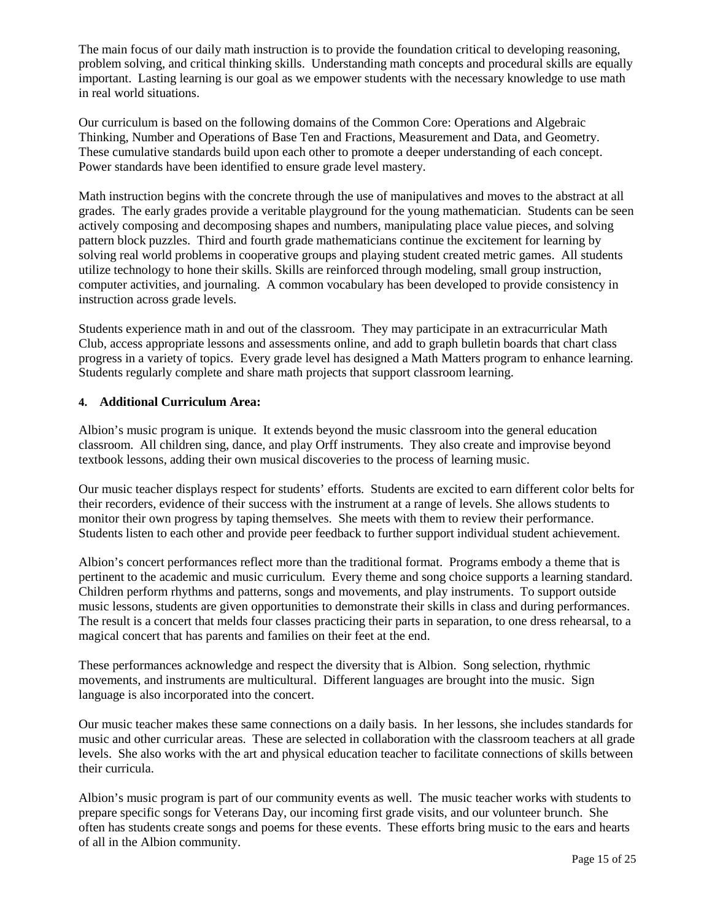The main focus of our daily math instruction is to provide the foundation critical to developing reasoning, problem solving, and critical thinking skills. Understanding math concepts and procedural skills are equally important. Lasting learning is our goal as we empower students with the necessary knowledge to use math in real world situations.

Our curriculum is based on the following domains of the Common Core: Operations and Algebraic Thinking, Number and Operations of Base Ten and Fractions, Measurement and Data, and Geometry. These cumulative standards build upon each other to promote a deeper understanding of each concept. Power standards have been identified to ensure grade level mastery.

Math instruction begins with the concrete through the use of manipulatives and moves to the abstract at all grades. The early grades provide a veritable playground for the young mathematician. Students can be seen actively composing and decomposing shapes and numbers, manipulating place value pieces, and solving pattern block puzzles. Third and fourth grade mathematicians continue the excitement for learning by solving real world problems in cooperative groups and playing student created metric games. All students utilize technology to hone their skills. Skills are reinforced through modeling, small group instruction, computer activities, and journaling. A common vocabulary has been developed to provide consistency in instruction across grade levels.

Students experience math in and out of the classroom. They may participate in an extracurricular Math Club, access appropriate lessons and assessments online, and add to graph bulletin boards that chart class progress in a variety of topics. Every grade level has designed a Math Matters program to enhance learning. Students regularly complete and share math projects that support classroom learning.

**4. Additional Curriculum Area:**

Albion's music program is unique. It extends beyond the music classroom into the general education classroom. All children sing, dance, and play Orff instruments. They also create and improvise beyond textbook lessons, adding their own musical discoveries to the process of learning music.

Our music teacher displays respect for students' efforts. Students are excited to earn different color belts for their recorders, evidence of their success with the instrument at a range of levels. She allows students to monitor their own progress by taping themselves. She meets with them to review their performance. Students listen to each other and provide peer feedback to further support individual student achievement.

Albion's concert performances reflect more than the traditional format. Programs embody a theme that is pertinent to the academic and music curriculum. Every theme and song choice supports a learning standard. Children perform rhythms and patterns, songs and movements, and play instruments. To support outside music lessons, students are given opportunities to demonstrate their skills in class and during performances. The result is a concert that melds four classes practicing their parts in separation, to one dress rehearsal, to a magical concert that has parents and families on their feet at the end.

These performances acknowledge and respect the diversity that is Albion. Song selection, rhythmic movements, and instruments are multicultural. Different languages are brought into the music. Sign language is also incorporated into the concert.

Our music teacher makes these same connections on a daily basis. In her lessons, she includes standards for music and other curricular areas. These are selected in collaboration with the classroom teachers at all grade levels. She also works with the art and physical education teacher to facilitate connections of skills between their curricula.

Albion's music program is part of our community events as well. The music teacher works with students to prepare specific songs for Veterans Day, our incoming first grade visits, and our volunteer brunch. She often has students create songs and poems for these events. These efforts bring music to the ears and hearts of all in the Albion community.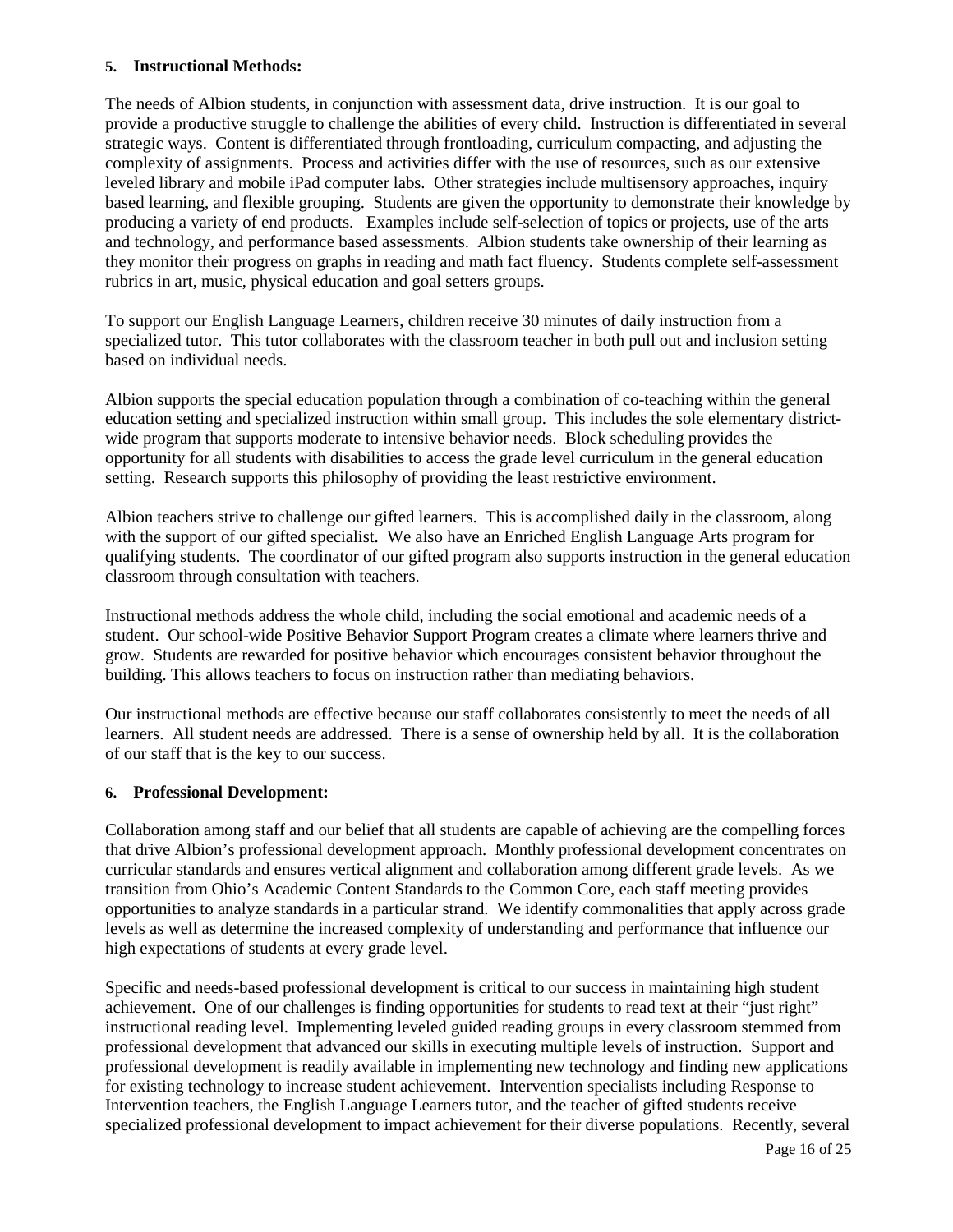### 5. Instructional Methods:

The needs of Albion students, in conjunction with assessment data, drive instruction. It is our goal to provide a productive struggle to challenge the abilities of every child. Instruction is differentiated in several strategic ways. Content is differentiated through frontloading, curriculum compacting, and adjusting the complexity of assignments. Process and activities differ with the use of resources, such as our extensive leveled library and mobile iPad computer labs. Other strategies include multisensory approaches, inquiry based learning, and flexible grouping. Students are given the opportunity to demonstrate their knowledge by producing a variety of end products. Examples include self-selection of topics or projects, use of the arts and technology, and performance based assessments. Albion students take ownership of their learning as they monitor their progress on graphs in reading and math fact fluency. Students complete self-assessment rubrics in art, music, physical education and goal setters groups.

To support our English Language Learners, children receive 30 minutes of daily instruction from a specialized tutor. This tutor collaborates with the classroom teacher in both pull out and inclusion setting based on individual needs.

Albion supports the special education population through a combination of co-teaching within the general education setting and specialized instruction within small group. This includes the sole elementary district-wide program that supports moderate to intensive behavior needs. Block scheduling provides the opportunity for all students with disabilities to access the grade level curriculum in the general education setting. Research supports this philosophy of providing the least restrictive environment.

Albion teachers strive to challenge our gifted learners. This is accomplished daily in the classroom, along with the support of our gifted specialist. We also have an Enriched English Language Arts program for qualifying students. The coordinator of our gifted program also supports instruction in the general education classroom through consultation with teachers.

Instructional methods address the whole child, including the social emotional and academic needs of a student. Our school-wide Positive Behavior Support Program creates a climate where learners thrive and grow. Students are rewarded for positive behavior which encourages consistent behavior throughout the building. This allows teachers to focus on instruction rather than mediating behaviors.

Our instructional methods are effective because our staff collaborates consistently to meet the needs of all learners. All student needs are addressed. There is a sense of ownership held by all. It is the collaboration of our staff that is the key to our success.

### 6. Professional Development:

Collaboration among staff and our belief that all students are capable of achieving are the compelling forces that drive Albion's professional development approach. Monthly professional development concentrates on curricular standards and ensures vertical alignment and collaboration among different grade levels. As we transition from Ohio's Academic Content Standards to the Common Core, each staff meeting provides opportunities to analyze standards in a particular strand. We identify commonalities that apply across grade levels as well as determine the increased complexity of understanding and performance that influence our high expectations of students at every grade level.

Specific and needs-based professional development is critical to our success in maintaining high student achievement. One of our challenges is finding opportunities for students to read text at their "just right" instructional reading level. Implementing leveled guided reading groups in every classroom stemmed from professional development that advanced our skills in executing multiple levels of instruction. Support and professional development is readily available in implementing new technology and finding new applications for existing technology to increase student achievement. Intervention specialists including Response to Intervention teachers, the English Language Learners tutor, and the teacher of gifted students receive specialized professional development to impact achievement for their diverse populations. Recently, several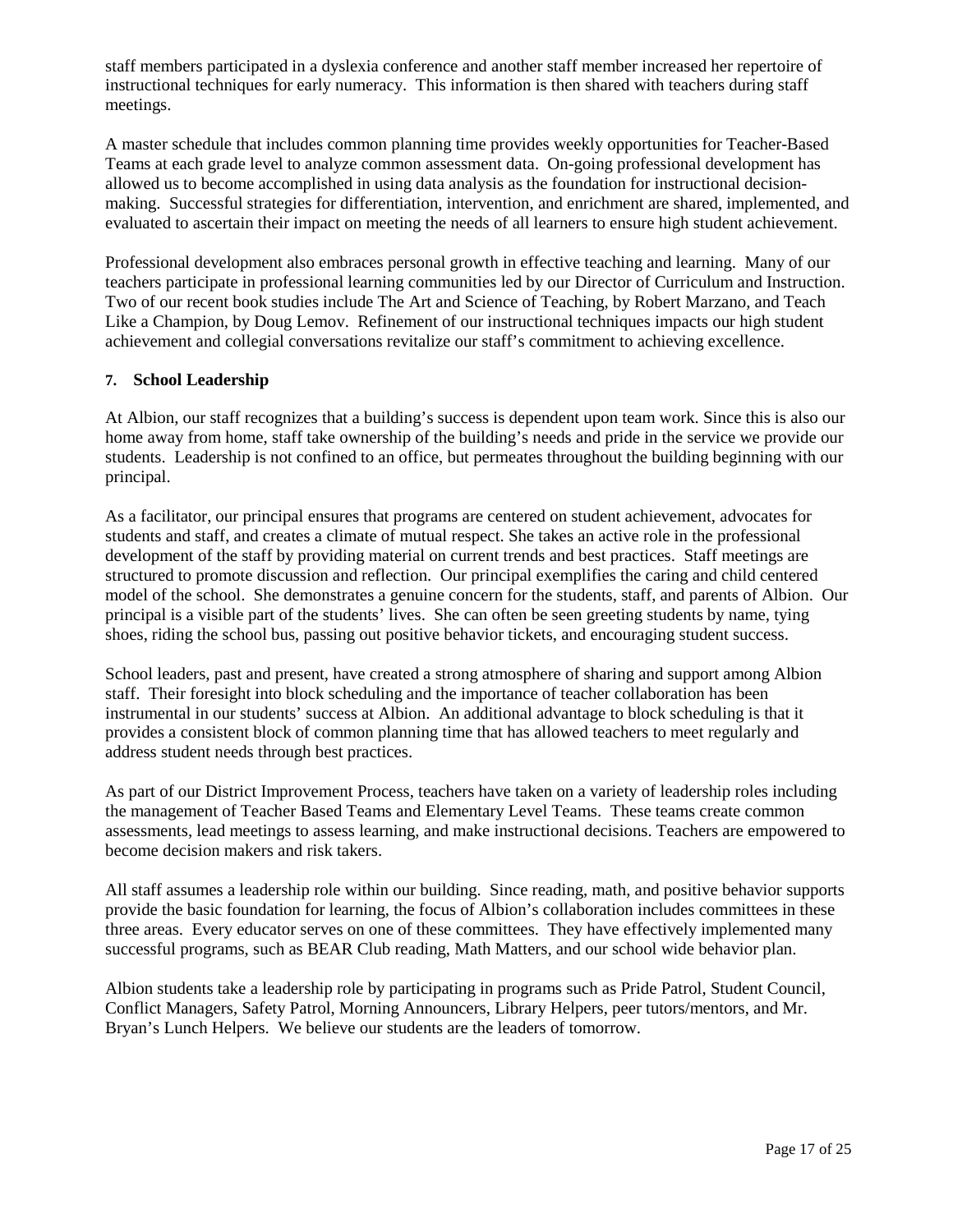staff members participated in a dyslexia conference and another staff member increased her repertoire of instructional techniques for early numeracy. This information is then shared with teachers during staff meetings.

A master schedule that includes common planning time provides weekly opportunities for Teacher-Based Teams at each grade level to analyze common assessment data. On-going professional development has allowed us to become accomplished in using data analysis as the foundation for instructional decision-making. Successful strategies for differentiation, intervention, and enrichment are shared, implemented, and evaluated to ascertain their impact on meeting the needs of all learners to ensure high student achievement.

Professional development also embraces personal growth in effective teaching and learning. Many of our teachers participate in professional learning communities led by our Director of Curriculum and Instruction. Two of our recent book studies include The Art and Science of Teaching, by Robert Marzano, and Teach Like a Champion, by Doug Lemov. Refinement of our instructional techniques impacts our high student achievement and collegial conversations revitalize our staff's commitment to achieving excellence.

### 7. School Leadership

At Albion, our staff recognizes that a building's success is dependent upon team work. Since this is also our home away from home, staff take ownership of the building's needs and pride in the service we provide our students. Leadership is not confined to an office, but permeates throughout the building beginning with our principal.

As a facilitator, our principal ensures that programs are centered on student achievement, advocates for students and staff, and creates a climate of mutual respect. She takes an active role in the professional development of the staff by providing material on current trends and best practices. Staff meetings are structured to promote discussion and reflection. Our principal exemplifies the caring and child centered model of the school. She demonstrates a genuine concern for the students, staff, and parents of Albion. Our principal is a visible part of the students' lives. She can often be seen greeting students by name, tying shoes, riding the school bus, passing out positive behavior tickets, and encouraging student success.

School leaders, past and present, have created a strong atmosphere of sharing and support among Albion staff. Their foresight into block scheduling and the importance of teacher collaboration has been instrumental in our students' success at Albion. An additional advantage to block scheduling is that it provides a consistent block of common planning time that has allowed teachers to meet regularly and address student needs through best practices.

As part of our District Improvement Process, teachers have taken on a variety of leadership roles including the management of Teacher Based Teams and Elementary Level Teams. These teams create common assessments, lead meetings to assess learning, and make instructional decisions. Teachers are empowered to become decision makers and risk takers.

All staff assumes a leadership role within our building. Since reading, math, and positive behavior supports provide the basic foundation for learning, the focus of Albion's collaboration includes committees in these three areas. Every educator serves on one of these committees. They have effectively implemented many successful programs, such as BEAR Club reading, Math Matters, and our school wide behavior plan.

Albion students take a leadership role by participating in programs such as Pride Patrol, Student Council, Conflict Managers, Safety Patrol, Morning Announcers, Library Helpers, peer tutors/mentors, and Mr. Bryan's Lunch Helpers. We believe our students are the leaders of tomorrow.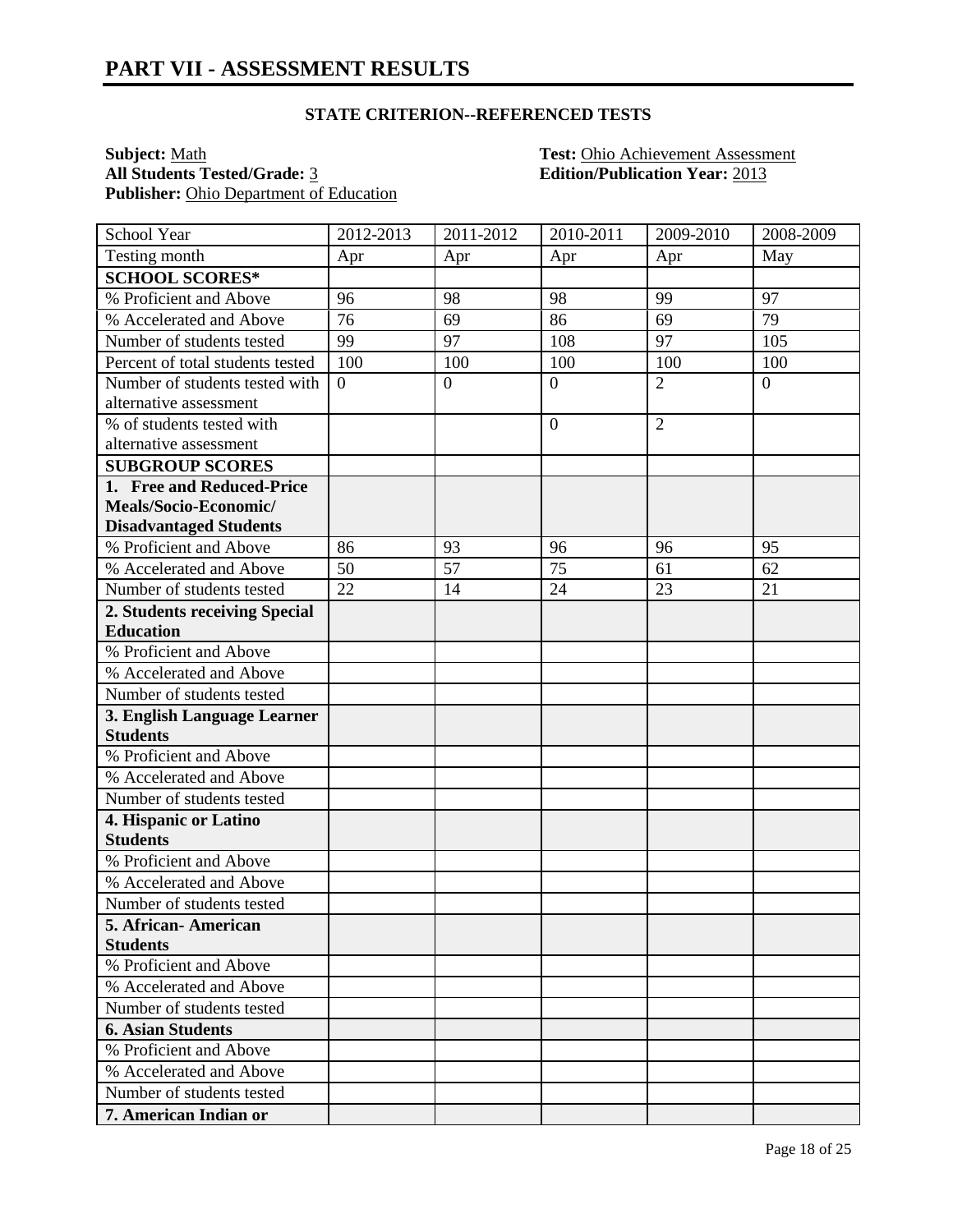# PART VII - ASSESSMENT RESULTS

### STATE CRITERION--REFERENCED TESTS

**Subject:** Math
**Test:** Ohio Achievement Assessment
**All Students Tested/Grade:** 3
**Edition/Publication Year:** 2013
**Publisher:** Ohio Department of Education

| School Year | 2012-2013 | 2011-2012 | 2010-2011 | 2009-2010 | 2008-2009 |
|---|---|---|---|---|---|
| Testing month | Apr | Apr | Apr | Apr | May |
| **SCHOOL SCORES*** | | | | | |
| % Proficient and Above | 96 | 98 | 98 | 99 | 97 |
| % Accelerated and Above | 76 | 69 | 86 | 69 | 79 |
| Number of students tested | 99 | 97 | 108 | 97 | 105 |
| Percent of total students tested | 100 | 100 | 100 | 100 | 100 |
| Number of students tested with alternative assessment | 0 | 0 | 0 | 2 | 0 |
| % of students tested with alternative assessment | | | 0 | 2 | |
| **SUBGROUP SCORES** | | | | | |
| **1. Free and Reduced-Price Meals/Socio-Economic/ Disadvantaged Students** | | | | | |
| % Proficient and Above | 86 | 93 | 96 | 96 | 95 |
| % Accelerated and Above | 50 | 57 | 75 | 61 | 62 |
| Number of students tested | 22 | 14 | 24 | 23 | 21 |
| **2. Students receiving Special Education** | | | | | |
| % Proficient and Above | | | | | |
| % Accelerated and Above | | | | | |
| Number of students tested | | | | | |
| **3. English Language Learner Students** | | | | | |
| % Proficient and Above | | | | | |
| % Accelerated and Above | | | | | |
| Number of students tested | | | | | |
| **4. Hispanic or Latino Students** | | | | | |
| % Proficient and Above | | | | | |
| % Accelerated and Above | | | | | |
| Number of students tested | | | | | |
| **5. African- American Students** | | | | | |
| % Proficient and Above | | | | | |
| % Accelerated and Above | | | | | |
| Number of students tested | | | | | |
| **6. Asian Students** | | | | | |
| % Proficient and Above | | | | | |
| % Accelerated and Above | | | | | |
| Number of students tested | | | | | |
| **7. American Indian or** | | | | | |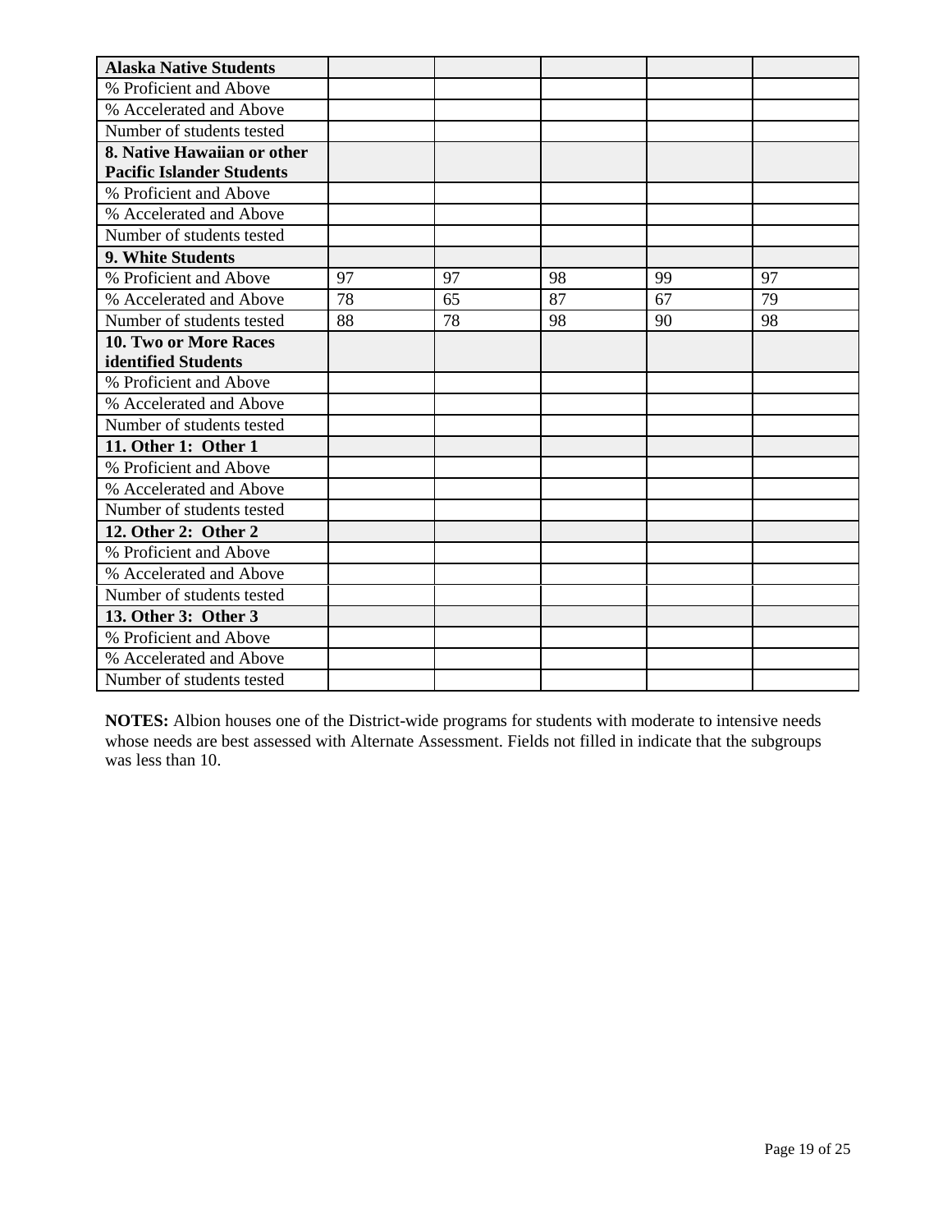| **Alaska Native Students** | | | | | |
|---|---|---|---|---|---|
| % Proficient and Above | | | | | |
| % Accelerated and Above | | | | | |
| Number of students tested | | | | | |
| **8. Native Hawaiian or other Pacific Islander Students** | | | | | |
| % Proficient and Above | | | | | |
| % Accelerated and Above | | | | | |
| Number of students tested | | | | | |
| **9. White Students** | | | | | |
| % Proficient and Above | 97 | 97 | 98 | 99 | 97 |
| % Accelerated and Above | 78 | 65 | 87 | 67 | 79 |
| Number of students tested | 88 | 78 | 98 | 90 | 98 |
| **10. Two or More Races identified Students** | | | | | |
| % Proficient and Above | | | | | |
| % Accelerated and Above | | | | | |
| Number of students tested | | | | | |
| **11. Other 1: Other 1** | | | | | |
| % Proficient and Above | | | | | |
| % Accelerated and Above | | | | | |
| Number of students tested | | | | | |
| **12. Other 2: Other 2** | | | | | |
| % Proficient and Above | | | | | |
| % Accelerated and Above | | | | | |
| Number of students tested | | | | | |
| **13. Other 3: Other 3** | | | | | |
| % Proficient and Above | | | | | |
| % Accelerated and Above | | | | | |
| Number of students tested | | | | | |

**NOTES:** Albion houses one of the District-wide programs for students with moderate to intensive needs whose needs are best assessed with Alternate Assessment. Fields not filled in indicate that the subgroups was less than 10.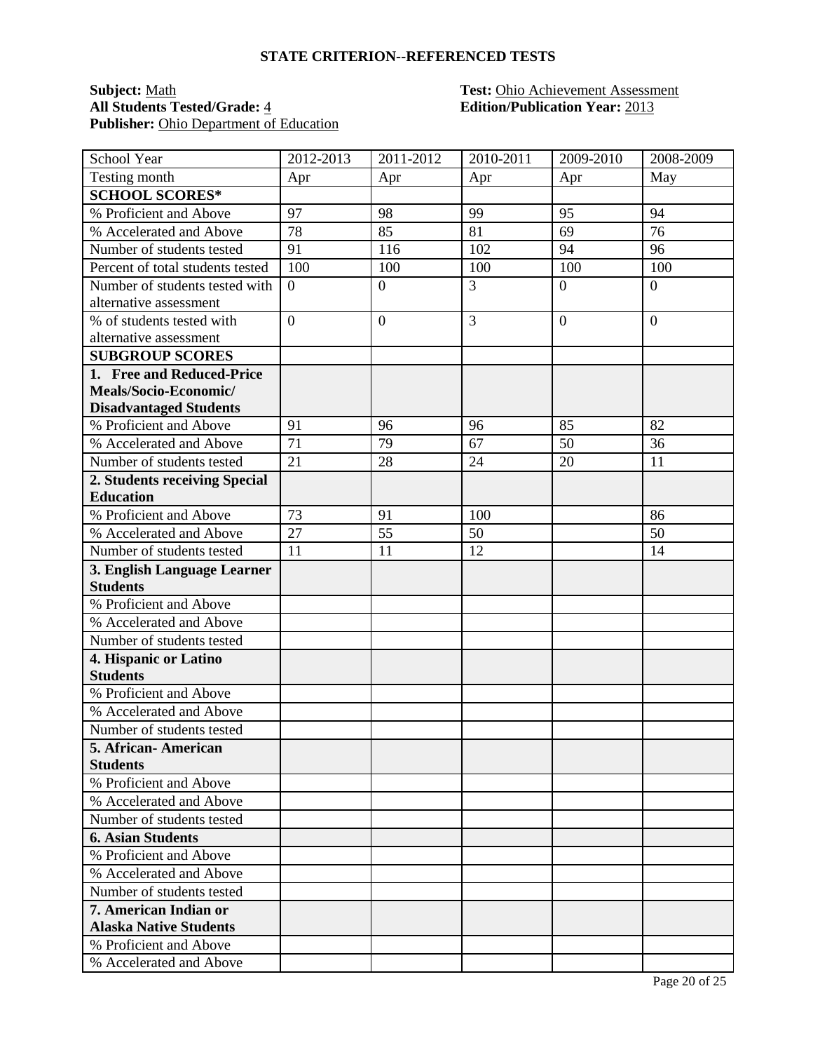## STATE CRITERION--REFERENCED TESTS

**Subject:** Math  
**All Students Tested/Grade:** 4  
**Publisher:** Ohio Department of Education  
**Test:** Ohio Achievement Assessment  
**Edition/Publication Year:** 2013

| School Year | 2012-2013 | 2011-2012 | 2010-2011 | 2009-2010 | 2008-2009 |
|---|---|---|---|---|---|
| Testing month | Apr | Apr | Apr | Apr | May |
| **SCHOOL SCORES*** | | | | | |
| % Proficient and Above | 97 | 98 | 99 | 95 | 94 |
| % Accelerated and Above | 78 | 85 | 81 | 69 | 76 |
| Number of students tested | 91 | 116 | 102 | 94 | 96 |
| Percent of total students tested | 100 | 100 | 100 | 100 | 100 |
| Number of students tested with alternative assessment | 0 | 0 | 3 | 0 | 0 |
| % of students tested with alternative assessment | 0 | 0 | 3 | 0 | 0 |
| **SUBGROUP SCORES** | | | | | |
| **1. Free and Reduced-Price Meals/Socio-Economic/ Disadvantaged Students** | | | | | |
| % Proficient and Above | 91 | 96 | 96 | 85 | 82 |
| % Accelerated and Above | 71 | 79 | 67 | 50 | 36 |
| Number of students tested | 21 | 28 | 24 | 20 | 11 |
| **2. Students receiving Special Education** | | | | | |
| % Proficient and Above | 73 | 91 | 100 | | 86 |
| % Accelerated and Above | 27 | 55 | 50 | | 50 |
| Number of students tested | 11 | 11 | 12 | | 14 |
| **3. English Language Learner Students** | | | | | |
| % Proficient and Above | | | | | |
| % Accelerated and Above | | | | | |
| Number of students tested | | | | | |
| **4. Hispanic or Latino Students** | | | | | |
| % Proficient and Above | | | | | |
| % Accelerated and Above | | | | | |
| Number of students tested | | | | | |
| **5. African- American Students** | | | | | |
| % Proficient and Above | | | | | |
| % Accelerated and Above | | | | | |
| Number of students tested | | | | | |
| **6. Asian Students** | | | | | |
| % Proficient and Above | | | | | |
| % Accelerated and Above | | | | | |
| Number of students tested | | | | | |
| **7. American Indian or Alaska Native Students** | | | | | |
| % Proficient and Above | | | | | |
| % Accelerated and Above | | | | | |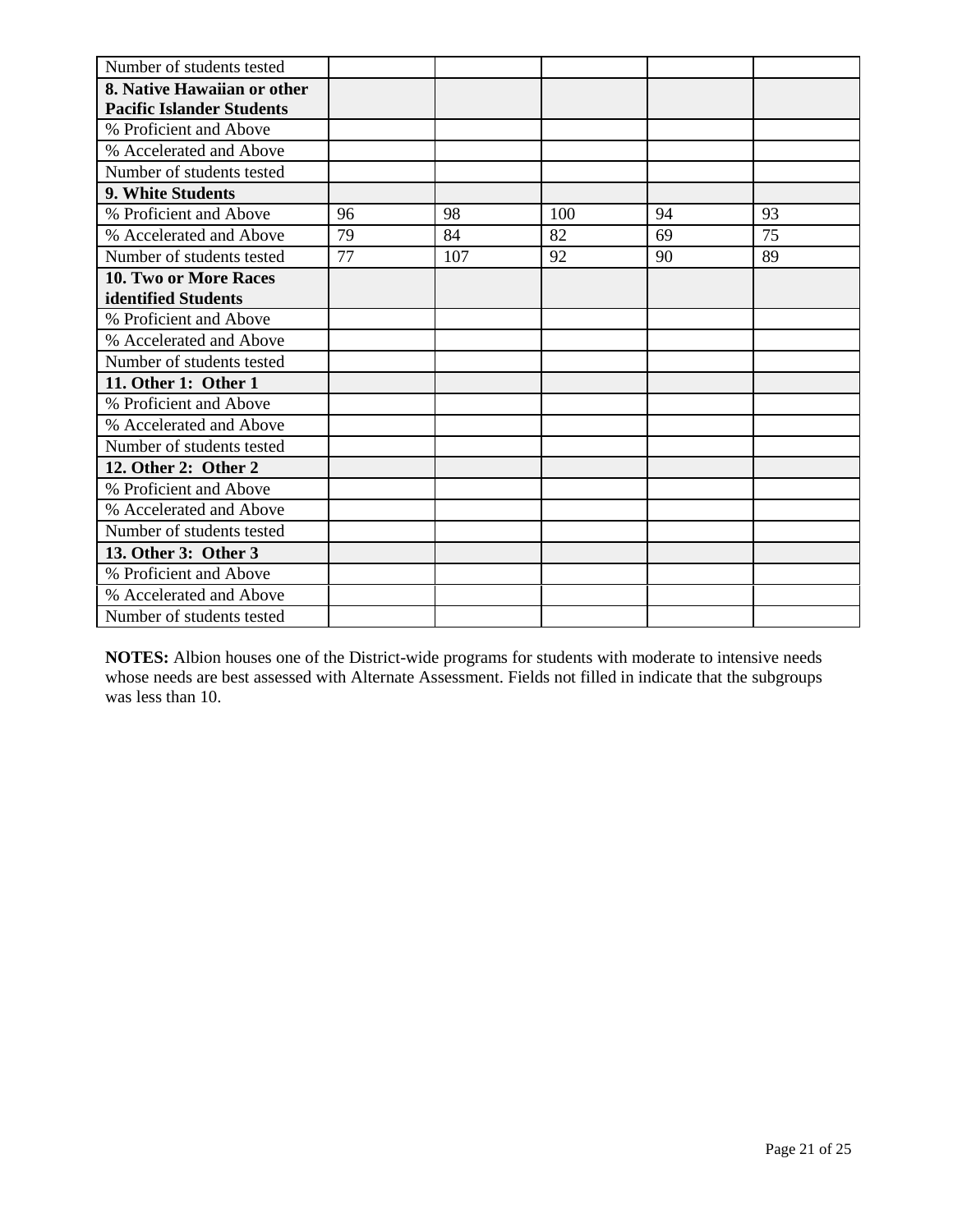| | | | | | |
|---|---|---|---|---|---|
| Number of students tested | | | | | |
| **8. Native Hawaiian or other Pacific Islander Students** | | | | | |
| % Proficient and Above | | | | | |
| % Accelerated and Above | | | | | |
| Number of students tested | | | | | |
| **9. White Students** | | | | | |
| % Proficient and Above | 96 | 98 | 100 | 94 | 93 |
| % Accelerated and Above | 79 | 84 | 82 | 69 | 75 |
| Number of students tested | 77 | 107 | 92 | 90 | 89 |
| **10. Two or More Races identified Students** | | | | | |
| % Proficient and Above | | | | | |
| % Accelerated and Above | | | | | |
| Number of students tested | | | | | |
| **11. Other 1: Other 1** | | | | | |
| % Proficient and Above | | | | | |
| % Accelerated and Above | | | | | |
| Number of students tested | | | | | |
| **12. Other 2: Other 2** | | | | | |
| % Proficient and Above | | | | | |
| % Accelerated and Above | | | | | |
| Number of students tested | | | | | |
| **13. Other 3: Other 3** | | | | | |
| % Proficient and Above | | | | | |
| % Accelerated and Above | | | | | |
| Number of students tested | | | | | |

**NOTES:** Albion houses one of the District-wide programs for students with moderate to intensive needs whose needs are best assessed with Alternate Assessment. Fields not filled in indicate that the subgroups was less than 10.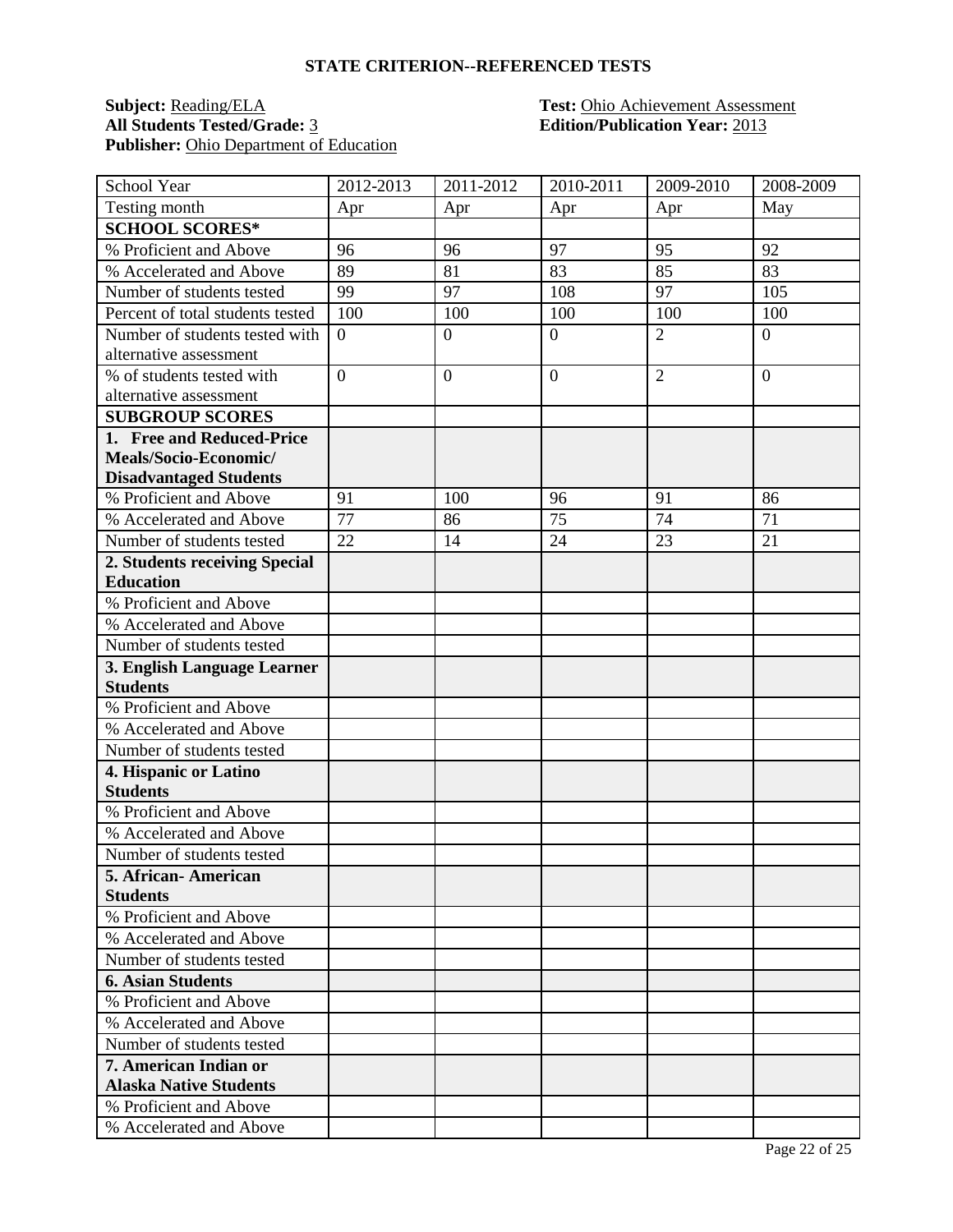## STATE CRITERION--REFERENCED TESTS

**Subject:** Reading/ELA
**All Students Tested/Grade:** 3
**Publisher:** Ohio Department of Education

**Test:** Ohio Achievement Assessment
**Edition/Publication Year:** 2013

| School Year | 2012-2013 | 2011-2012 | 2010-2011 | 2009-2010 | 2008-2009 |
|---|---|---|---|---|---|
| Testing month | Apr | Apr | Apr | Apr | May |
| **SCHOOL SCORES*** | | | | | |
| % Proficient and Above | 96 | 96 | 97 | 95 | 92 |
| % Accelerated and Above | 89 | 81 | 83 | 85 | 83 |
| Number of students tested | 99 | 97 | 108 | 97 | 105 |
| Percent of total students tested | 100 | 100 | 100 | 100 | 100 |
| Number of students tested with alternative assessment | 0 | 0 | 0 | 2 | 0 |
| % of students tested with alternative assessment | 0 | 0 | 0 | 2 | 0 |
| **SUBGROUP SCORES** | | | | | |
| **1. Free and Reduced-Price Meals/Socio-Economic/ Disadvantaged Students** | | | | | |
| % Proficient and Above | 91 | 100 | 96 | 91 | 86 |
| % Accelerated and Above | 77 | 86 | 75 | 74 | 71 |
| Number of students tested | 22 | 14 | 24 | 23 | 21 |
| **2. Students receiving Special Education** | | | | | |
| % Proficient and Above | | | | | |
| % Accelerated and Above | | | | | |
| Number of students tested | | | | | |
| **3. English Language Learner Students** | | | | | |
| % Proficient and Above | | | | | |
| % Accelerated and Above | | | | | |
| Number of students tested | | | | | |
| **4. Hispanic or Latino Students** | | | | | |
| % Proficient and Above | | | | | |
| % Accelerated and Above | | | | | |
| Number of students tested | | | | | |
| **5. African- American Students** | | | | | |
| % Proficient and Above | | | | | |
| % Accelerated and Above | | | | | |
| Number of students tested | | | | | |
| **6. Asian Students** | | | | | |
| % Proficient and Above | | | | | |
| % Accelerated and Above | | | | | |
| Number of students tested | | | | | |
| **7. American Indian or Alaska Native Students** | | | | | |
| % Proficient and Above | | | | | |
| % Accelerated and Above | | | | | |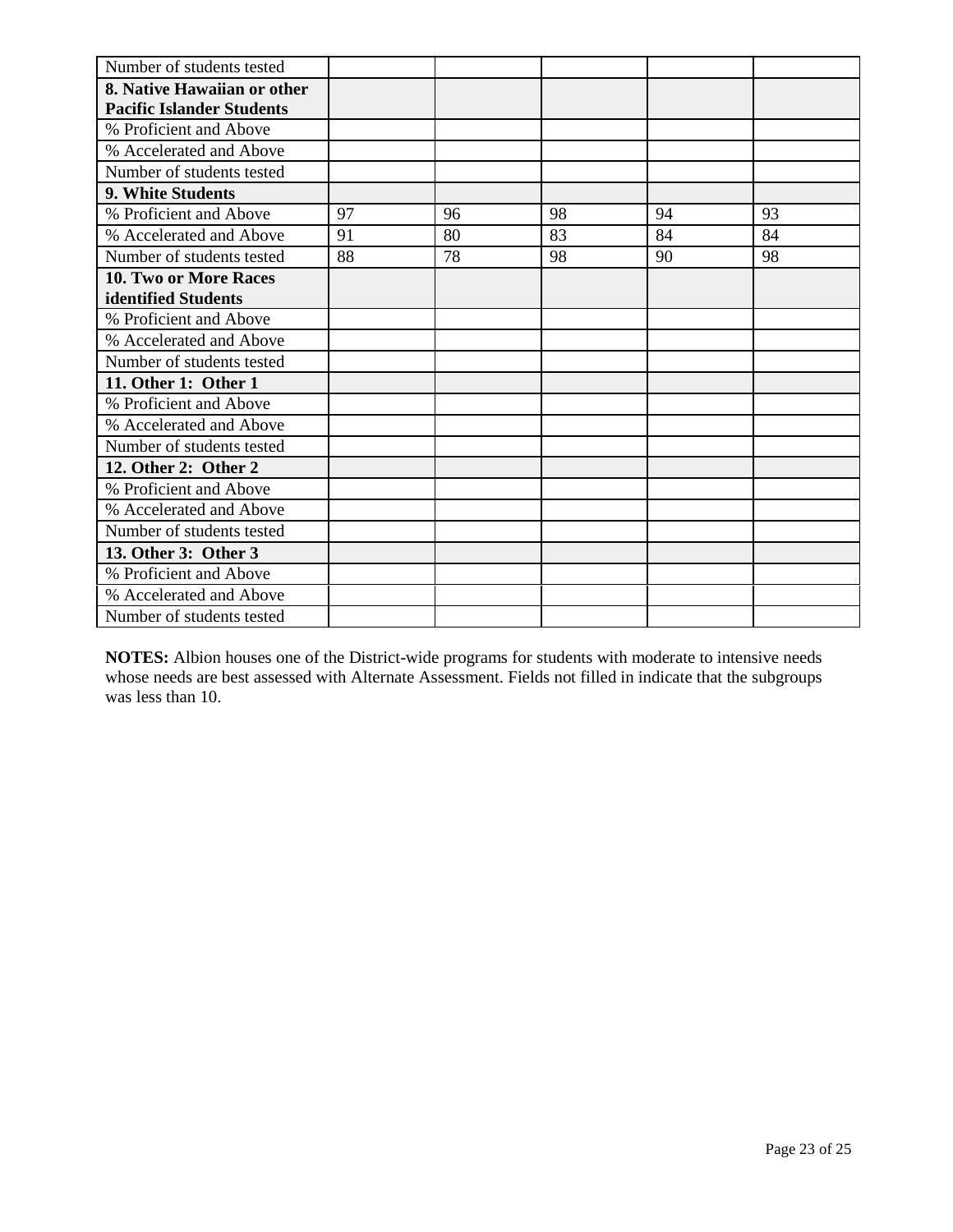| Number of students tested | | | | | |
|---|---|---|---|---|---|
| **8. Native Hawaiian or other Pacific Islander Students** | | | | | |
| % Proficient and Above | | | | | |
| % Accelerated and Above | | | | | |
| Number of students tested | | | | | |
| **9. White Students** | | | | | |
| % Proficient and Above | 97 | 96 | 98 | 94 | 93 |
| % Accelerated and Above | 91 | 80 | 83 | 84 | 84 |
| Number of students tested | 88 | 78 | 98 | 90 | 98 |
| **10. Two or More Races identified Students** | | | | | |
| % Proficient and Above | | | | | |
| % Accelerated and Above | | | | | |
| Number of students tested | | | | | |
| **11. Other 1: Other 1** | | | | | |
| % Proficient and Above | | | | | |
| % Accelerated and Above | | | | | |
| Number of students tested | | | | | |
| **12. Other 2: Other 2** | | | | | |
| % Proficient and Above | | | | | |
| % Accelerated and Above | | | | | |
| Number of students tested | | | | | |
| **13. Other 3: Other 3** | | | | | |
| % Proficient and Above | | | | | |
| % Accelerated and Above | | | | | |
| Number of students tested | | | | | |

**NOTES:** Albion houses one of the District-wide programs for students with moderate to intensive needs whose needs are best assessed with Alternate Assessment. Fields not filled in indicate that the subgroups was less than 10.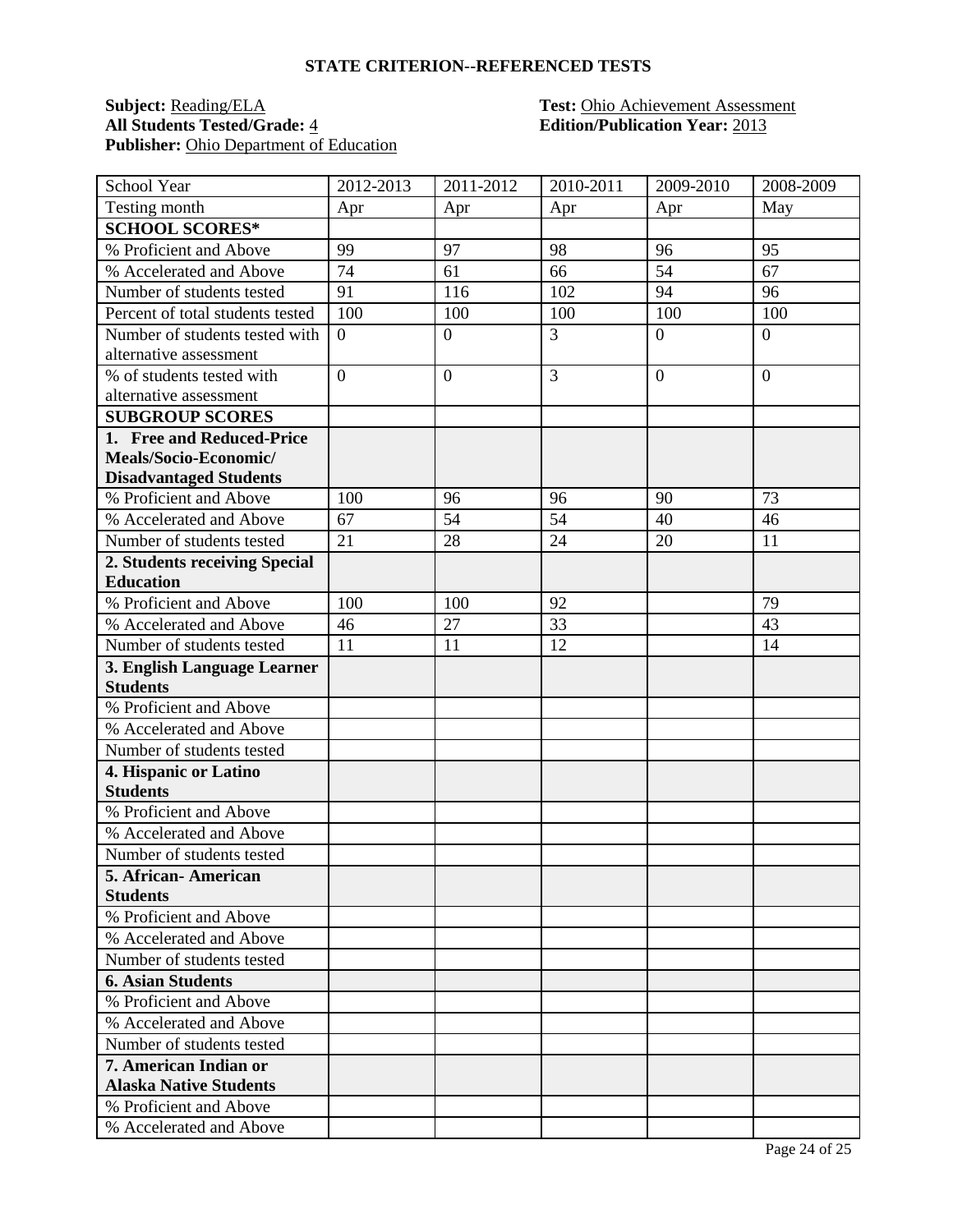### STATE CRITERION--REFERENCED TESTS

**Subject:** Reading/ELA
**All Students Tested/Grade:** 4
**Publisher:** Ohio Department of Education

**Test:** Ohio Achievement Assessment
**Edition/Publication Year:** 2013

| School Year | 2012-2013 | 2011-2012 | 2010-2011 | 2009-2010 | 2008-2009 |
|---|---|---|---|---|---|
| Testing month | Apr | Apr | Apr | Apr | May |
| **SCHOOL SCORES*** | | | | | |
| % Proficient and Above | 99 | 97 | 98 | 96 | 95 |
| % Accelerated and Above | 74 | 61 | 66 | 54 | 67 |
| Number of students tested | 91 | 116 | 102 | 94 | 96 |
| Percent of total students tested | 100 | 100 | 100 | 100 | 100 |
| Number of students tested with alternative assessment | 0 | 0 | 3 | 0 | 0 |
| % of students tested with alternative assessment | 0 | 0 | 3 | 0 | 0 |
| **SUBGROUP SCORES** | | | | | |
| **1. Free and Reduced-Price Meals/Socio-Economic/ Disadvantaged Students** | | | | | |
| % Proficient and Above | 100 | 96 | 96 | 90 | 73 |
| % Accelerated and Above | 67 | 54 | 54 | 40 | 46 |
| Number of students tested | 21 | 28 | 24 | 20 | 11 |
| **2. Students receiving Special Education** | | | | | |
| % Proficient and Above | 100 | 100 | 92 | | 79 |
| % Accelerated and Above | 46 | 27 | 33 | | 43 |
| Number of students tested | 11 | 11 | 12 | | 14 |
| **3. English Language Learner Students** | | | | | |
| % Proficient and Above | | | | | |
| % Accelerated and Above | | | | | |
| Number of students tested | | | | | |
| **4. Hispanic or Latino Students** | | | | | |
| % Proficient and Above | | | | | |
| % Accelerated and Above | | | | | |
| Number of students tested | | | | | |
| **5. African- American Students** | | | | | |
| % Proficient and Above | | | | | |
| % Accelerated and Above | | | | | |
| Number of students tested | | | | | |
| **6. Asian Students** | | | | | |
| % Proficient and Above | | | | | |
| % Accelerated and Above | | | | | |
| Number of students tested | | | | | |
| **7. American Indian or Alaska Native Students** | | | | | |
| % Proficient and Above | | | | | |
| % Accelerated and Above | | | | | |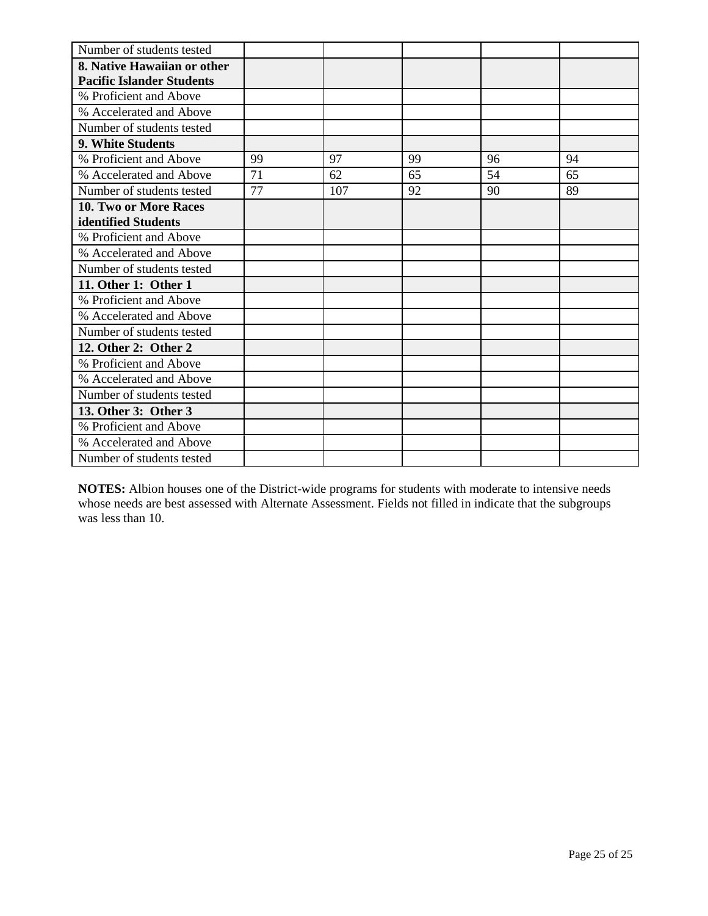| | | | | | |
|---|---|---|---|---|---|
| Number of students tested | | | | | |
| **8. Native Hawaiian or other Pacific Islander Students** | | | | | |
| % Proficient and Above | | | | | |
| % Accelerated and Above | | | | | |
| Number of students tested | | | | | |
| **9. White Students** | | | | | |
| % Proficient and Above | 99 | 97 | 99 | 96 | 94 |
| % Accelerated and Above | 71 | 62 | 65 | 54 | 65 |
| Number of students tested | 77 | 107 | 92 | 90 | 89 |
| **10. Two or More Races identified Students** | | | | | |
| % Proficient and Above | | | | | |
| % Accelerated and Above | | | | | |
| Number of students tested | | | | | |
| **11. Other 1: Other 1** | | | | | |
| % Proficient and Above | | | | | |
| % Accelerated and Above | | | | | |
| Number of students tested | | | | | |
| **12. Other 2: Other 2** | | | | | |
| % Proficient and Above | | | | | |
| % Accelerated and Above | | | | | |
| Number of students tested | | | | | |
| **13. Other 3: Other 3** | | | | | |
| % Proficient and Above | | | | | |
| % Accelerated and Above | | | | | |
| Number of students tested | | | | | |

**NOTES:** Albion houses one of the District-wide programs for students with moderate to intensive needs whose needs are best assessed with Alternate Assessment. Fields not filled in indicate that the subgroups was less than 10.